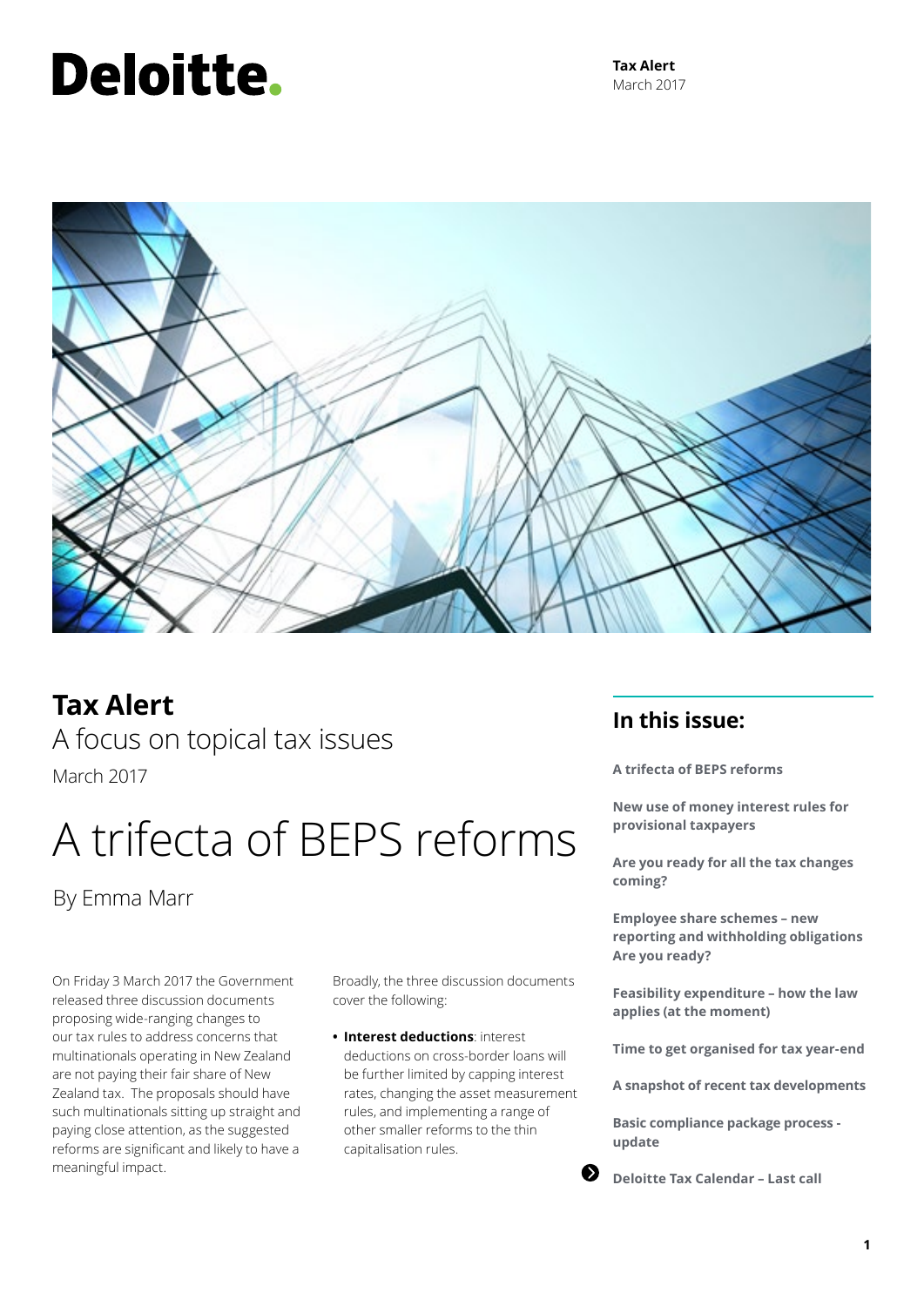Deloitte.

**Tax Alert**
March 2017

# Tax Alert

A focus on topical tax issues

March 2017

## A trifecta of BEPS reforms

By Emma Marr

On Friday 3 March 2017 the Government released three discussion documents proposing wide-ranging changes to our tax rules to address concerns that multinationals operating in New Zealand are not paying their fair share of New Zealand tax. The proposals should have such multinationals sitting up straight and paying close attention, as the suggested reforms are significant and likely to have a meaningful impact.

Broadly, the three discussion documents cover the following:

- **Interest deductions**: interest deductions on cross-border loans will be further limited by capping interest rates, changing the asset measurement rules, and implementing a range of other smaller reforms to the thin capitalisation rules.

### In this issue:

**A trifecta of BEPS reforms**

**New use of money interest rules for provisional taxpayers**

**Are you ready for all the tax changes coming?**

**Employee share schemes – new reporting and withholding obligations Are you ready?**

**Feasibility expenditure – how the law applies (at the moment)**

**Time to get organised for tax year-end**

**A snapshot of recent tax developments**

**Basic compliance package process - update**

**Deloitte Tax Calendar – Last call**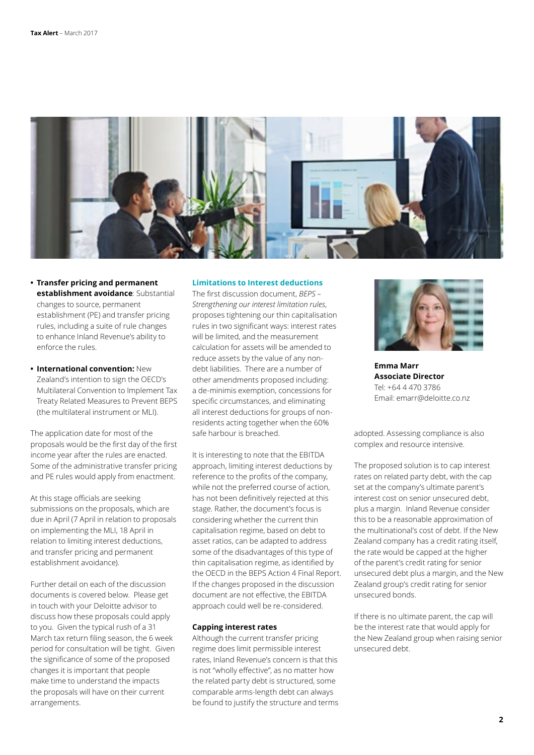- **Transfer pricing and permanent establishment avoidance**: Substantial changes to source, permanent establishment (PE) and transfer pricing rules, including a suite of rule changes to enhance Inland Revenue's ability to enforce the rules.

- **International convention:** New Zealand's intention to sign the OECD's Multilateral Convention to Implement Tax Treaty Related Measures to Prevent BEPS (the multilateral instrument or MLI).

The application date for most of the proposals would be the first day of the first income year after the rules are enacted. Some of the administrative transfer pricing and PE rules would apply from enactment.

At this stage officials are seeking submissions on the proposals, which are due in April (7 April in relation to proposals on implementing the MLI, 18 April in relation to limiting interest deductions, and transfer pricing and permanent establishment avoidance).

Further detail on each of the discussion documents is covered below. Please get in touch with your Deloitte advisor to discuss how these proposals could apply to you. Given the typical rush of a 31 March tax return filing season, the 6 week period for consultation will be tight. Given the significance of some of the proposed changes it is important that people make time to understand the impacts the proposals will have on their current arrangements.

## Limitations to Interest deductions

The first discussion document, *BEPS – Strengthening our interest limitation rules*, proposes tightening our thin capitalisation rules in two significant ways: interest rates will be limited, and the measurement calculation for assets will be amended to reduce assets by the value of any non-debt liabilities. There are a number of other amendments proposed including: a de-minimis exemption, concessions for specific circumstances, and eliminating all interest deductions for groups of non-residents acting together when the 60% safe harbour is breached.

It is interesting to note that the EBITDA approach, limiting interest deductions by reference to the profits of the company, while not the preferred course of action, has not been definitively rejected at this stage. Rather, the document's focus is considering whether the current thin capitalisation regime, based on debt to asset ratios, can be adapted to address some of the disadvantages of this type of thin capitalisation regime, as identified by the OECD in the BEPS Action 4 Final Report. If the changes proposed in the discussion document are not effective, the EBITDA approach could well be re-considered.

### Capping interest rates

Although the current transfer pricing regime does limit permissible interest rates, Inland Revenue's concern is that this is not "wholly effective", as no matter how the related party debt is structured, some comparable arms-length debt can always be found to justify the structure and terms adopted. Assessing compliance is also complex and resource intensive.

**Emma Marr**
**Associate Director**
Tel: +64 4 470 3786
Email: emarr@deloitte.co.nz

The proposed solution is to cap interest rates on related party debt, with the cap set at the company's ultimate parent's interest cost on senior unsecured debt, plus a margin. Inland Revenue consider this to be a reasonable approximation of the multinational's cost of debt. If the New Zealand company has a credit rating itself, the rate would be capped at the higher of the parent's credit rating for senior unsecured debt plus a margin, and the New Zealand group's credit rating for senior unsecured bonds.

If there is no ultimate parent, the cap will be the interest rate that would apply for the New Zealand group when raising senior unsecured debt.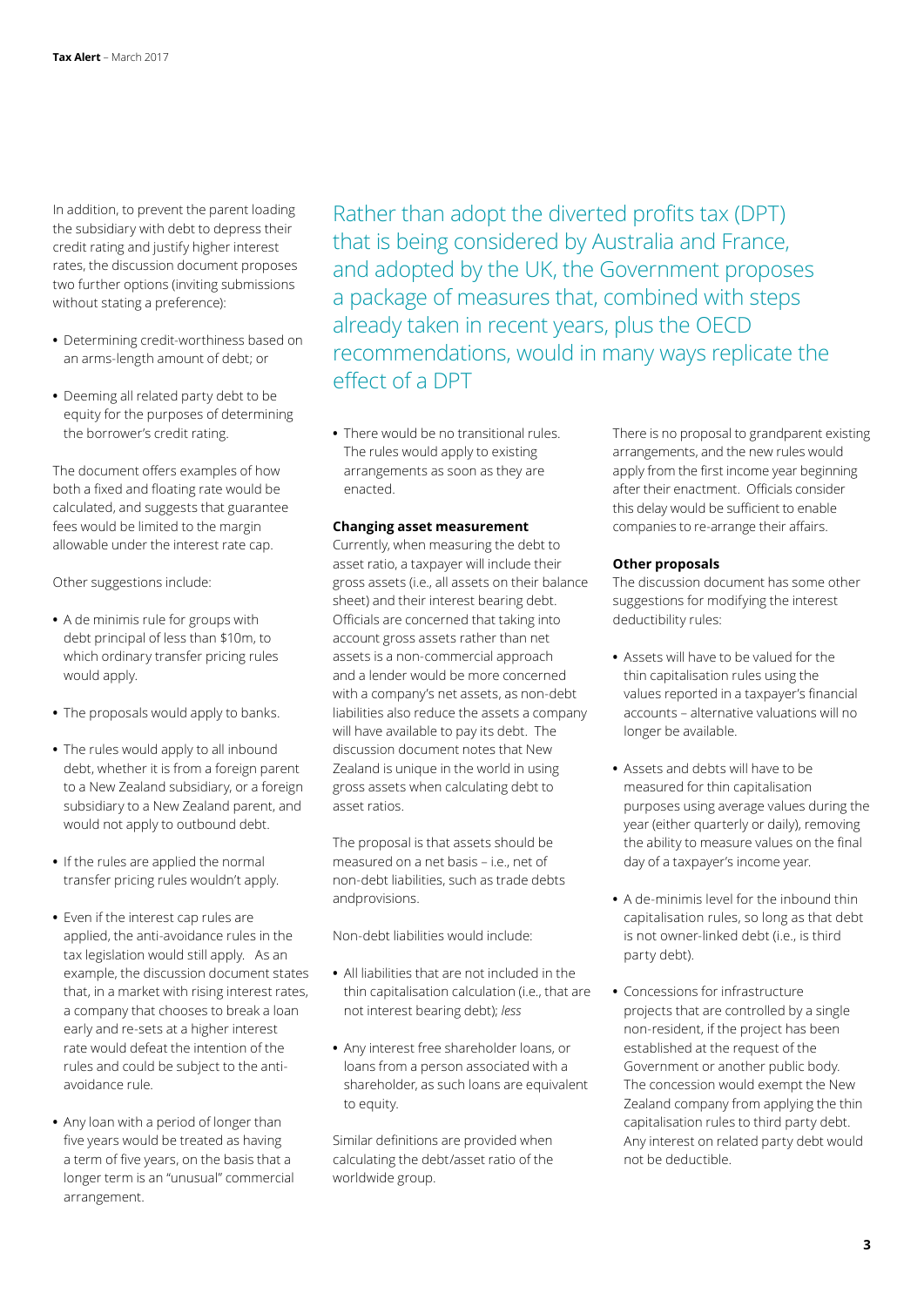In addition, to prevent the parent loading the subsidiary with debt to depress their credit rating and justify higher interest rates, the discussion document proposes two further options (inviting submissions without stating a preference):

- Determining credit-worthiness based on an arms-length amount of debt; or
- Deeming all related party debt to be equity for the purposes of determining the borrower's credit rating.

The document offers examples of how both a fixed and floating rate would be calculated, and suggests that guarantee fees would be limited to the margin allowable under the interest rate cap.

Other suggestions include:

- A de minimis rule for groups with debt principal of less than $10m, to which ordinary transfer pricing rules would apply.
- The proposals would apply to banks.
- The rules would apply to all inbound debt, whether it is from a foreign parent to a New Zealand subsidiary, or a foreign subsidiary to a New Zealand parent, and would not apply to outbound debt.
- If the rules are applied the normal transfer pricing rules wouldn't apply.
- Even if the interest cap rules are applied, the anti-avoidance rules in the tax legislation would still apply. As an example, the discussion document states that, in a market with rising interest rates, a company that chooses to break a loan early and re-sets at a higher interest rate would defeat the intention of the rules and could be subject to the anti-avoidance rule.
- Any loan with a period of longer than five years would be treated as having a term of five years, on the basis that a longer term is an "unusual" commercial arrangement.

Rather than adopt the diverted profits tax (DPT) that is being considered by Australia and France, and adopted by the UK, the Government proposes a package of measures that, combined with steps already taken in recent years, plus the OECD recommendations, would in many ways replicate the effect of a DPT

- There would be no transitional rules. The rules would apply to existing arrangements as soon as they are enacted.

**Changing asset measurement**

Currently, when measuring the debt to asset ratio, a taxpayer will include their gross assets (i.e., all assets on their balance sheet) and their interest bearing debt. Officials are concerned that taking into account gross assets rather than net assets is a non-commercial approach and a lender would be more concerned with a company's net assets, as non-debt liabilities also reduce the assets a company will have available to pay its debt. The discussion document notes that New Zealand is unique in the world in using gross assets when calculating debt to asset ratios.

The proposal is that assets should be measured on a net basis – i.e., net of non-debt liabilities, such as trade debts andprovisions.

Non-debt liabilities would include:

- All liabilities that are not included in the thin capitalisation calculation (i.e., that are not interest bearing debt); *less*
- Any interest free shareholder loans, or loans from a person associated with a shareholder, as such loans are equivalent to equity.

Similar definitions are provided when calculating the debt/asset ratio of the worldwide group.

There is no proposal to grandparent existing arrangements, and the new rules would apply from the first income year beginning after their enactment. Officials consider this delay would be sufficient to enable companies to re-arrange their affairs.

**Other proposals**

The discussion document has some other suggestions for modifying the interest deductibility rules:

- Assets will have to be valued for the thin capitalisation rules using the values reported in a taxpayer's financial accounts – alternative valuations will no longer be available.
- Assets and debts will have to be measured for thin capitalisation purposes using average values during the year (either quarterly or daily), removing the ability to measure values on the final day of a taxpayer's income year.
- A de-minimis level for the inbound thin capitalisation rules, so long as that debt is not owner-linked debt (i.e., is third party debt).
- Concessions for infrastructure projects that are controlled by a single non-resident, if the project has been established at the request of the Government or another public body. The concession would exempt the New Zealand company from applying the thin capitalisation rules to third party debt. Any interest on related party debt would not be deductible.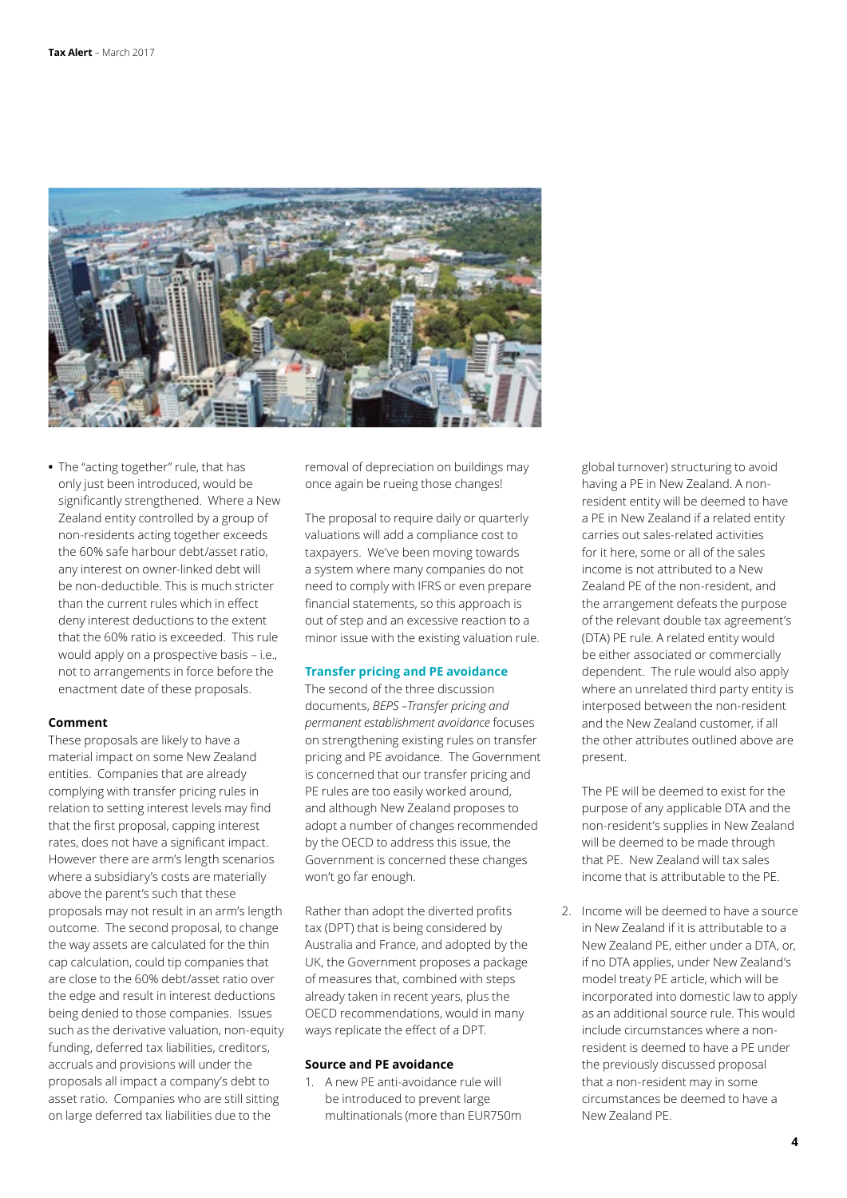- The "acting together" rule, that has only just been introduced, would be significantly strengthened. Where a New Zealand entity controlled by a group of non-residents acting together exceeds the 60% safe harbour debt/asset ratio, any interest on owner-linked debt will be non-deductible. This is much stricter than the current rules which in effect deny interest deductions to the extent that the 60% ratio is exceeded. This rule would apply on a prospective basis – i.e., not to arrangements in force before the enactment date of these proposals.

#### Comment

These proposals are likely to have a material impact on some New Zealand entities. Companies that are already complying with transfer pricing rules in relation to setting interest levels may find that the first proposal, capping interest rates, does not have a significant impact. However there are arm's length scenarios where a subsidiary's costs are materially above the parent's such that these proposals may not result in an arm's length outcome. The second proposal, to change the way assets are calculated for the thin cap calculation, could tip companies that are close to the 60% debt/asset ratio over the edge and result in interest deductions being denied to those companies. Issues such as the derivative valuation, non-equity funding, deferred tax liabilities, creditors, accruals and provisions will under the proposals all impact a company's debt to asset ratio. Companies who are still sitting on large deferred tax liabilities due to the removal of depreciation on buildings may once again be rueing those changes!

The proposal to require daily or quarterly valuations will add a compliance cost to taxpayers. We've been moving towards a system where many companies do not need to comply with IFRS or even prepare financial statements, so this approach is out of step and an excessive reaction to a minor issue with the existing valuation rule.

### Transfer pricing and PE avoidance

The second of the three discussion documents, *BEPS –Transfer pricing and permanent establishment avoidance* focuses on strengthening existing rules on transfer pricing and PE avoidance. The Government is concerned that our transfer pricing and PE rules are too easily worked around, and although New Zealand proposes to adopt a number of changes recommended by the OECD to address this issue, the Government is concerned these changes won't go far enough.

Rather than adopt the diverted profits tax (DPT) that is being considered by Australia and France, and adopted by the UK, the Government proposes a package of measures that, combined with steps already taken in recent years, plus the OECD recommendations, would in many ways replicate the effect of a DPT.

#### Source and PE avoidance

1. A new PE anti-avoidance rule will be introduced to prevent large multinationals (more than EUR750m global turnover) structuring to avoid having a PE in New Zealand. A non-resident entity will be deemed to have a PE in New Zealand if a related entity carries out sales-related activities for it here, some or all of the sales income is not attributed to a New Zealand PE of the non-resident, and the arrangement defeats the purpose of the relevant double tax agreement's (DTA) PE rule. A related entity would be either associated or commercially dependent. The rule would also apply where an unrelated third party entity is interposed between the non-resident and the New Zealand customer, if all the other attributes outlined above are present.

   The PE will be deemed to exist for the purpose of any applicable DTA and the non-resident's supplies in New Zealand will be deemed to be made through that PE. New Zealand will tax sales income that is attributable to the PE.

2. Income will be deemed to have a source in New Zealand if it is attributable to a New Zealand PE, either under a DTA, or, if no DTA applies, under New Zealand's model treaty PE article, which will be incorporated into domestic law to apply as an additional source rule. This would include circumstances where a non-resident is deemed to have a PE under the previously discussed proposal that a non-resident may in some circumstances be deemed to have a New Zealand PE.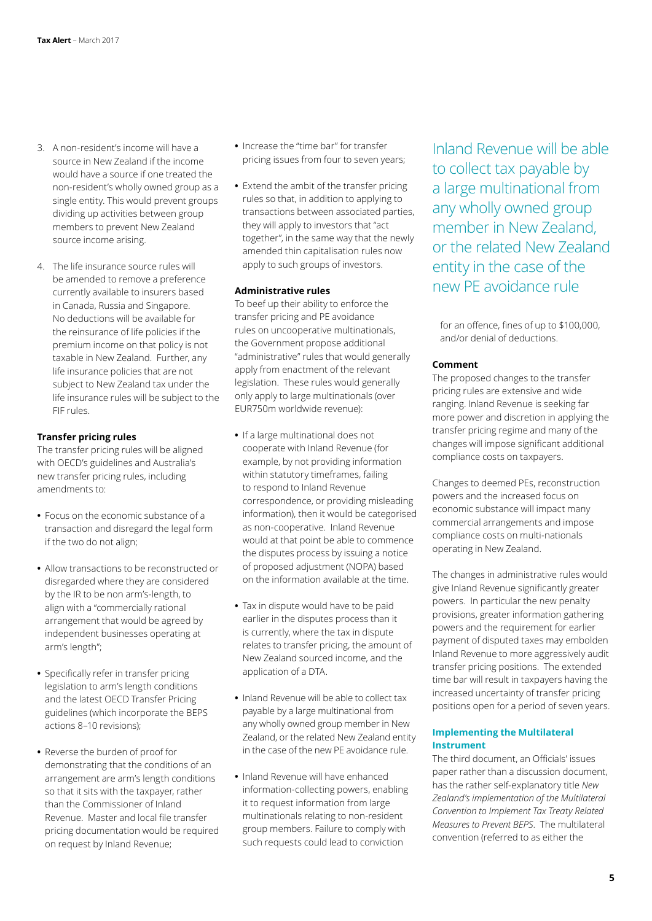3. A non-resident's income will have a source in New Zealand if the income would have a source if one treated the non-resident's wholly owned group as a single entity. This would prevent groups dividing up activities between group members to prevent New Zealand source income arising.

4. The life insurance source rules will be amended to remove a preference currently available to insurers based in Canada, Russia and Singapore. No deductions will be available for the reinsurance of life policies if the premium income on that policy is not taxable in New Zealand. Further, any life insurance policies that are not subject to New Zealand tax under the life insurance rules will be subject to the FIF rules.

**Transfer pricing rules**

The transfer pricing rules will be aligned with OECD's guidelines and Australia's new transfer pricing rules, including amendments to:

- Focus on the economic substance of a transaction and disregard the legal form if the two do not align;
- Allow transactions to be reconstructed or disregarded where they are considered by the IR to be non arm's-length, to align with a "commercially rational arrangement that would be agreed by independent businesses operating at arm's length";
- Specifically refer in transfer pricing legislation to arm's length conditions and the latest OECD Transfer Pricing guidelines (which incorporate the BEPS actions 8–10 revisions);
- Reverse the burden of proof for demonstrating that the conditions of an arrangement are arm's length conditions so that it sits with the taxpayer, rather than the Commissioner of Inland Revenue. Master and local file transfer pricing documentation would be required on request by Inland Revenue;
- Increase the "time bar" for transfer pricing issues from four to seven years;
- Extend the ambit of the transfer pricing rules so that, in addition to applying to transactions between associated parties, they will apply to investors that "act together", in the same way that the newly amended thin capitalisation rules now apply to such groups of investors.

**Administrative rules**

To beef up their ability to enforce the transfer pricing and PE avoidance rules on uncooperative multinationals, the Government propose additional "administrative" rules that would generally apply from enactment of the relevant legislation. These rules would generally only apply to large multinationals (over EUR750m worldwide revenue):

- If a large multinational does not cooperate with Inland Revenue (for example, by not providing information within statutory timeframes, failing to respond to Inland Revenue correspondence, or providing misleading information), then it would be categorised as non-cooperative. Inland Revenue would at that point be able to commence the disputes process by issuing a notice of proposed adjustment (NOPA) based on the information available at the time.
- Tax in dispute would have to be paid earlier in the disputes process than it is currently, where the tax in dispute relates to transfer pricing, the amount of New Zealand sourced income, and the application of a DTA.
- Inland Revenue will be able to collect tax payable by a large multinational from any wholly owned group member in New Zealand, or the related New Zealand entity in the case of the new PE avoidance rule.
- Inland Revenue will have enhanced information-collecting powers, enabling it to request information from large multinationals relating to non-resident group members. Failure to comply with such requests could lead to conviction for an offence, fines of up to $100,000, and/or denial of deductions.

> Inland Revenue will be able to collect tax payable by a large multinational from any wholly owned group member in New Zealand, or the related New Zealand entity in the case of the new PE avoidance rule

**Comment**

The proposed changes to the transfer pricing rules are extensive and wide ranging. Inland Revenue is seeking far more power and discretion in applying the transfer pricing regime and many of the changes will impose significant additional compliance costs on taxpayers.

Changes to deemed PEs, reconstruction powers and the increased focus on economic substance will impact many commercial arrangements and impose compliance costs on multi-nationals operating in New Zealand.

The changes in administrative rules would give Inland Revenue significantly greater powers. In particular the new penalty provisions, greater information gathering powers and the requirement for earlier payment of disputed taxes may embolden Inland Revenue to more aggressively audit transfer pricing positions. The extended time bar will result in taxpayers having the increased uncertainty of transfer pricing positions open for a period of seven years.

## Implementing the Multilateral Instrument

The third document, an Officials' issues paper rather than a discussion document, has the rather self-explanatory title *New Zealand's implementation of the Multilateral Convention to Implement Tax Treaty Related Measures to Prevent BEPS*. The multilateral convention (referred to as either the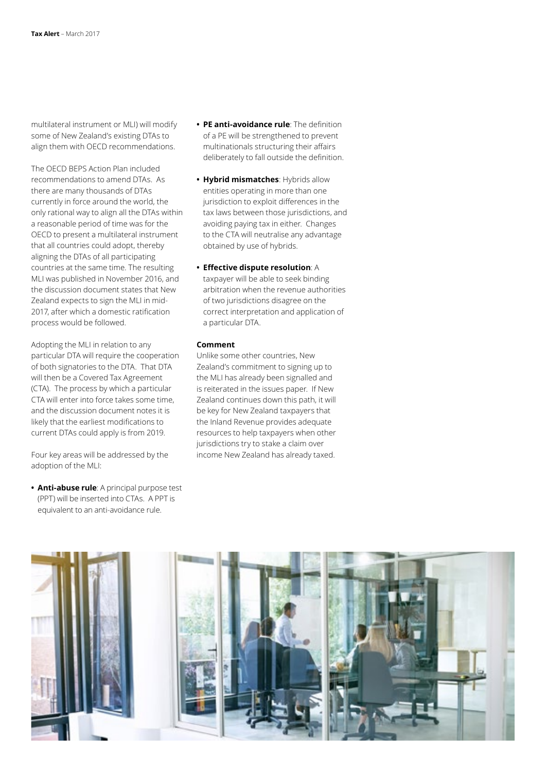multilateral instrument or MLI) will modify some of New Zealand's existing DTAs to align them with OECD recommendations.

The OECD BEPS Action Plan included recommendations to amend DTAs. As there are many thousands of DTAs currently in force around the world, the only rational way to align all the DTAs within a reasonable period of time was for the OECD to present a multilateral instrument that all countries could adopt, thereby aligning the DTAs of all participating countries at the same time. The resulting MLI was published in November 2016, and the discussion document states that New Zealand expects to sign the MLI in mid-2017, after which a domestic ratification process would be followed.

Adopting the MLI in relation to any particular DTA will require the cooperation of both signatories to the DTA. That DTA will then be a Covered Tax Agreement (CTA). The process by which a particular CTA will enter into force takes some time, and the discussion document notes it is likely that the earliest modifications to current DTAs could apply is from 2019.

Four key areas will be addressed by the adoption of the MLI:

- **Anti-abuse rule**: A principal purpose test (PPT) will be inserted into CTAs. A PPT is equivalent to an anti-avoidance rule.
- **PE anti-avoidance rule**: The definition of a PE will be strengthened to prevent multinationals structuring their affairs deliberately to fall outside the definition.
- **Hybrid mismatches**: Hybrids allow entities operating in more than one jurisdiction to exploit differences in the tax laws between those jurisdictions, and avoiding paying tax in either. Changes to the CTA will neutralise any advantage obtained by use of hybrids.
- **Effective dispute resolution**: A taxpayer will be able to seek binding arbitration when the revenue authorities of two jurisdictions disagree on the correct interpretation and application of a particular DTA.

**Comment**

Unlike some other countries, New Zealand's commitment to signing up to the MLI has already been signalled and is reiterated in the issues paper. If New Zealand continues down this path, it will be key for New Zealand taxpayers that the Inland Revenue provides adequate resources to help taxpayers when other jurisdictions try to stake a claim over income New Zealand has already taxed.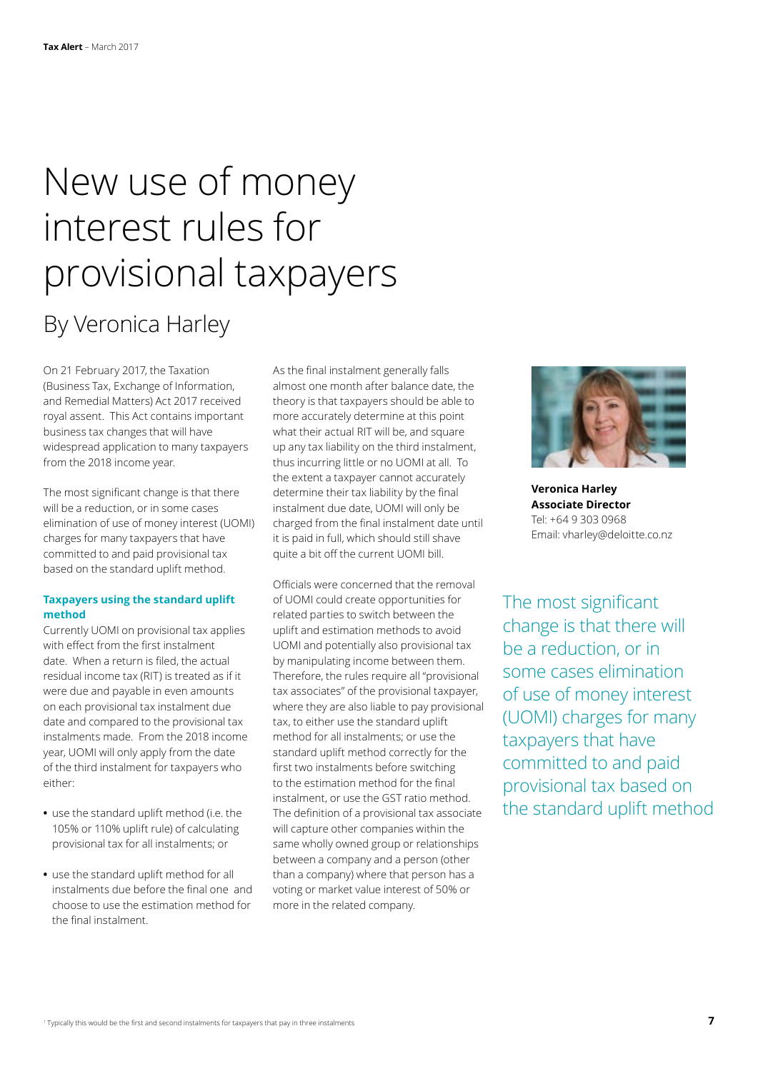# New use of money interest rules for provisional taxpayers

## By Veronica Harley

On 21 February 2017, the Taxation (Business Tax, Exchange of Information, and Remedial Matters) Act 2017 received royal assent. This Act contains important business tax changes that will have widespread application to many taxpayers from the 2018 income year.

The most significant change is that there will be a reduction, or in some cases elimination of use of money interest (UOMI) charges for many taxpayers that have committed to and paid provisional tax based on the standard uplift method.

### Taxpayers using the standard uplift method

Currently UOMI on provisional tax applies with effect from the first instalment date. When a return is filed, the actual residual income tax (RIT) is treated as if it were due and payable in even amounts on each provisional tax instalment due date and compared to the provisional tax instalments made. From the 2018 income year, UOMI will only apply from the date of the third instalment for taxpayers who either:

- use the standard uplift method (i.e. the 105% or 110% uplift rule) of calculating provisional tax for all instalments; or
- use the standard uplift method for all instalments due before the final one and choose to use the estimation method for the final instalment.

As the final instalment generally falls almost one month after balance date, the theory is that taxpayers should be able to more accurately determine at this point what their actual RIT will be, and square up any tax liability on the third instalment, thus incurring little or no UOMI at all. To the extent a taxpayer cannot accurately determine their tax liability by the final instalment due date, UOMI will only be charged from the final instalment date until it is paid in full, which should still shave quite a bit off the current UOMI bill.

Officials were concerned that the removal of UOMI could create opportunities for related parties to switch between the uplift and estimation methods to avoid UOMI and potentially also provisional tax by manipulating income between them. Therefore, the rules require all "provisional tax associates" of the provisional taxpayer, where they are also liable to pay provisional tax, to either use the standard uplift method for all instalments; or use the standard uplift method correctly for the first two instalments before switching to the estimation method for the final instalment, or use the GST ratio method. The definition of a provisional tax associate will capture other companies within the same wholly owned group or relationships between a company and a person (other than a company) where that person has a voting or market value interest of 50% or more in the related company.

**Veronica Harley**
**Associate Director**
Tel: +64 9 303 0968
Email: vharley@deloitte.co.nz

The most significant change is that there will be a reduction, or in some cases elimination of use of money interest (UOMI) charges for many taxpayers that have committed to and paid provisional tax based on the standard uplift method

[1] Typically this would be the first and second instalments for taxpayers that pay in three instalments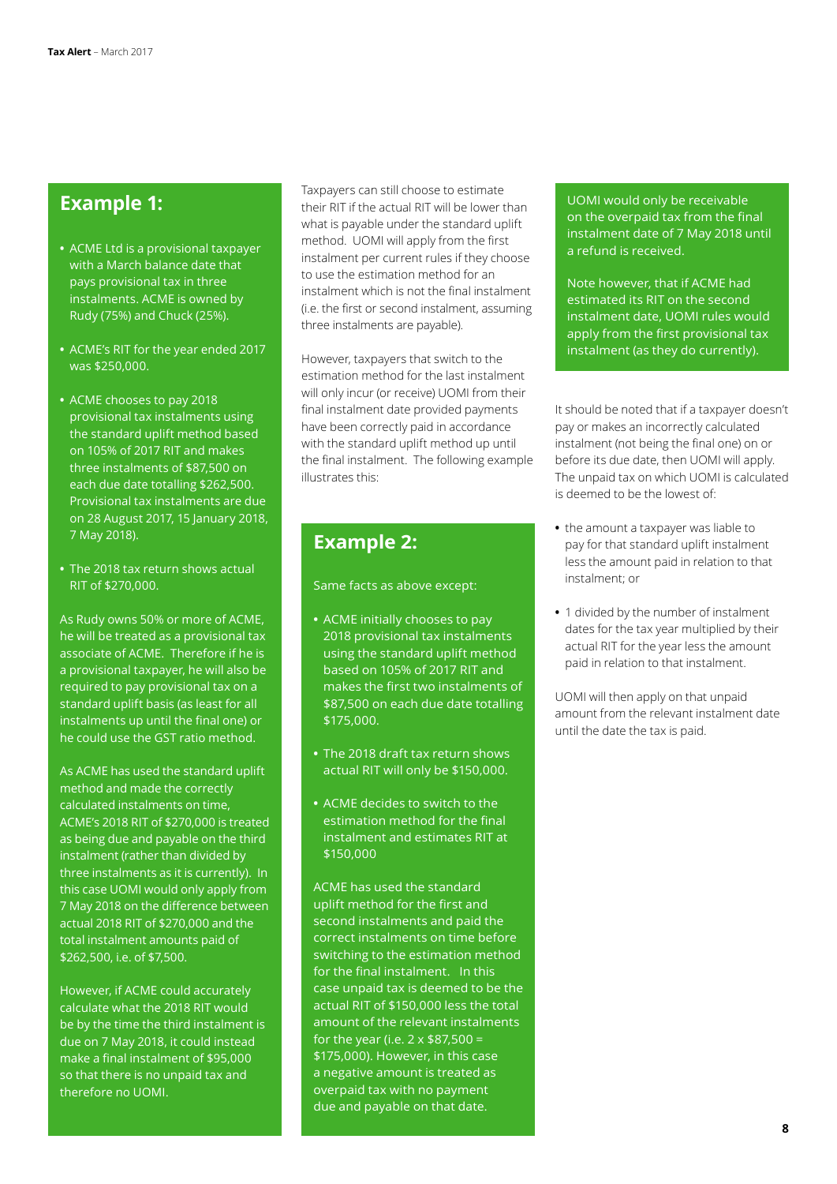## Example 1:

- ACME Ltd is a provisional taxpayer with a March balance date that pays provisional tax in three instalments. ACME is owned by Rudy (75%) and Chuck (25%).
- ACME's RIT for the year ended 2017 was $250,000.
- ACME chooses to pay 2018 provisional tax instalments using the standard uplift method based on 105% of 2017 RIT and makes three instalments of $87,500 on each due date totalling $262,500. Provisional tax instalments are due on 28 August 2017, 15 January 2018, 7 May 2018).
- The 2018 tax return shows actual RIT of $270,000.

As Rudy owns 50% or more of ACME, he will be treated as a provisional tax associate of ACME. Therefore if he is a provisional taxpayer, he will also be required to pay provisional tax on a standard uplift basis (as least for all instalments up until the final one) or he could use the GST ratio method.

As ACME has used the standard uplift method and made the correctly calculated instalments on time, ACME's 2018 RIT of $270,000 is treated as being due and payable on the third instalment (rather than divided by three instalments as it is currently). In this case UOMI would only apply from 7 May 2018 on the difference between actual 2018 RIT of $270,000 and the total instalment amounts paid of $262,500, i.e. of $7,500.

However, if ACME could accurately calculate what the 2018 RIT would be by the time the third instalment is due on 7 May 2018, it could instead make a final instalment of $95,000 so that there is no unpaid tax and therefore no UOMI.

Taxpayers can still choose to estimate their RIT if the actual RIT will be lower than what is payable under the standard uplift method. UOMI will apply from the first instalment per current rules if they choose to use the estimation method for an instalment which is not the final instalment (i.e. the first or second instalment, assuming three instalments are payable).

However, taxpayers that switch to the estimation method for the last instalment will only incur (or receive) UOMI from their final instalment date provided payments have been correctly paid in accordance with the standard uplift method up until the final instalment. The following example illustrates this:

## Example 2:

Same facts as above except:

- ACME initially chooses to pay 2018 provisional tax instalments using the standard uplift method based on 105% of 2017 RIT and makes the first two instalments of $87,500 on each due date totalling $175,000.
- The 2018 draft tax return shows actual RIT will only be $150,000.
- ACME decides to switch to the estimation method for the final instalment and estimates RIT at $150,000

ACME has used the standard uplift method for the first and second instalments and paid the correct instalments on time before switching to the estimation method for the final instalment. In this case unpaid tax is deemed to be the actual RIT of $150,000 less the total amount of the relevant instalments for the year (i.e. 2 x $87,500 = $175,000). However, in this case a negative amount is treated as overpaid tax with no payment due and payable on that date.

UOMI would only be receivable on the overpaid tax from the final instalment date of 7 May 2018 until a refund is received.

Note however, that if ACME had estimated its RIT on the second instalment date, UOMI rules would apply from the first provisional tax instalment (as they do currently).

It should be noted that if a taxpayer doesn't pay or makes an incorrectly calculated instalment (not being the final one) on or before its due date, then UOMI will apply. The unpaid tax on which UOMI is calculated is deemed to be the lowest of:

- the amount a taxpayer was liable to pay for that standard uplift instalment less the amount paid in relation to that instalment; or
- 1 divided by the number of instalment dates for the tax year multiplied by their actual RIT for the year less the amount paid in relation to that instalment.

UOMI will then apply on that unpaid amount from the relevant instalment date until the date the tax is paid.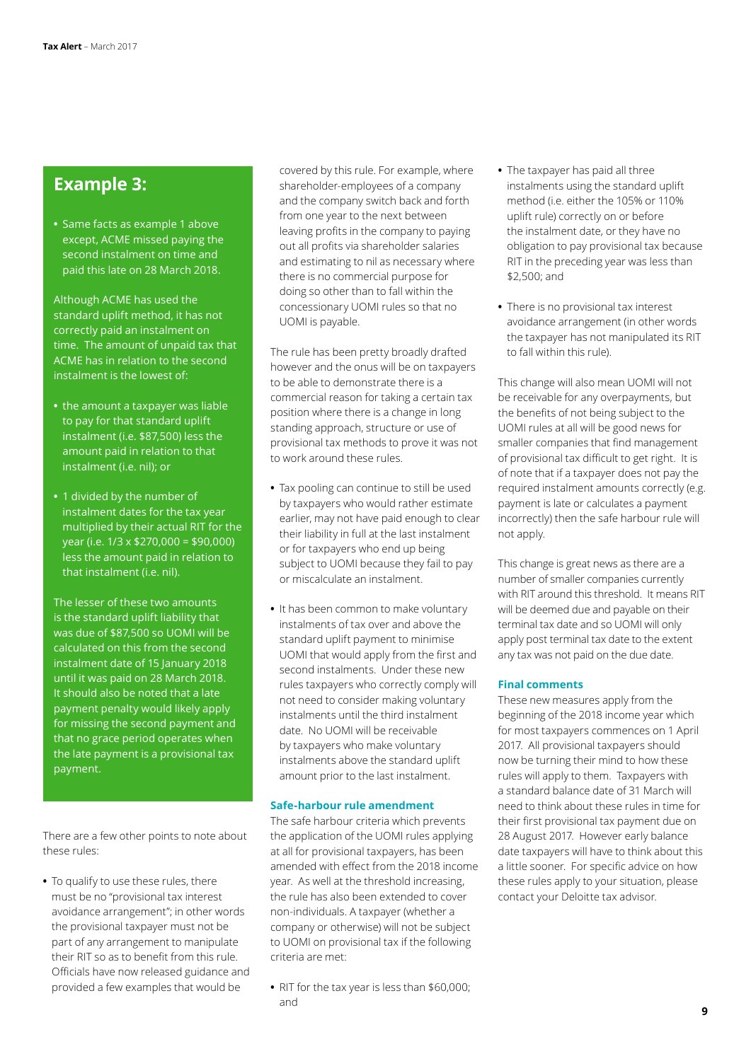## Example 3:

- Same facts as example 1 above except, ACME missed paying the second instalment on time and paid this late on 28 March 2018.

Although ACME has used the standard uplift method, it has not correctly paid an instalment on time. The amount of unpaid tax that ACME has in relation to the second instalment is the lowest of:

- the amount a taxpayer was liable to pay for that standard uplift instalment (i.e. $87,500) less the amount paid in relation to that instalment (i.e. nil); or
- 1 divided by the number of instalment dates for the tax year multiplied by their actual RIT for the year (i.e. 1/3 x $270,000 = $90,000) less the amount paid in relation to that instalment (i.e. nil).

The lesser of these two amounts is the standard uplift liability that was due of $87,500 so UOMI will be calculated on this from the second instalment date of 15 January 2018 until it was paid on 28 March 2018. It should also be noted that a late payment penalty would likely apply for missing the second payment and that no grace period operates when the late payment is a provisional tax payment.

There are a few other points to note about these rules:

- To qualify to use these rules, there must be no "provisional tax interest avoidance arrangement"; in other words the provisional taxpayer must not be part of any arrangement to manipulate their RIT so as to benefit from this rule. Officials have now released guidance and provided a few examples that would be covered by this rule. For example, where shareholder-employees of a company and the company switch back and forth from one year to the next between leaving profits in the company to paying out all profits via shareholder salaries and estimating to nil as necessary where there is no commercial purpose for doing so other than to fall within the concessionary UOMI rules so that no UOMI is payable.

  The rule has been pretty broadly drafted however and the onus will be on taxpayers to be able to demonstrate there is a commercial reason for taking a certain tax position where there is a change in long standing approach, structure or use of provisional tax methods to prove it was not to work around these rules.

- Tax pooling can continue to still be used by taxpayers who would rather estimate earlier, may not have paid enough to clear their liability in full at the last instalment or for taxpayers who end up being subject to UOMI because they fail to pay or miscalculate an instalment.

- It has been common to make voluntary instalments of tax over and above the standard uplift payment to minimise UOMI that would apply from the first and second instalments. Under these new rules taxpayers who correctly comply will not need to consider making voluntary instalments until the third instalment date. No UOMI will be receivable by taxpayers who make voluntary instalments above the standard uplift amount prior to the last instalment.

### Safe-harbour rule amendment

The safe harbour criteria which prevents the application of the UOMI rules applying at all for provisional taxpayers, has been amended with effect from the 2018 income year. As well at the threshold increasing, the rule has also been extended to cover non-individuals. A taxpayer (whether a company or otherwise) will not be subject to UOMI on provisional tax if the following criteria are met:

- RIT for the tax year is less than $60,000; and
- The taxpayer has paid all three instalments using the standard uplift method (i.e. either the 105% or 110% uplift rule) correctly on or before the instalment date, or they have no obligation to pay provisional tax because RIT in the preceding year was less than $2,500; and
- There is no provisional tax interest avoidance arrangement (in other words the taxpayer has not manipulated its RIT to fall within this rule).

This change will also mean UOMI will not be receivable for any overpayments, but the benefits of not being subject to the UOMI rules at all will be good news for smaller companies that find management of provisional tax difficult to get right. It is of note that if a taxpayer does not pay the required instalment amounts correctly (e.g. payment is late or calculates a payment incorrectly) then the safe harbour rule will not apply.

This change is great news as there are a number of smaller companies currently with RIT around this threshold. It means RIT will be deemed due and payable on their terminal tax date and so UOMI will only apply post terminal tax date to the extent any tax was not paid on the due date.

### Final comments

These new measures apply from the beginning of the 2018 income year which for most taxpayers commences on 1 April 2017. All provisional taxpayers should now be turning their mind to how these rules will apply to them. Taxpayers with a standard balance date of 31 March will need to think about these rules in time for their first provisional tax payment due on 28 August 2017. However early balance date taxpayers will have to think about this a little sooner. For specific advice on how these rules apply to your situation, please contact your Deloitte tax advisor.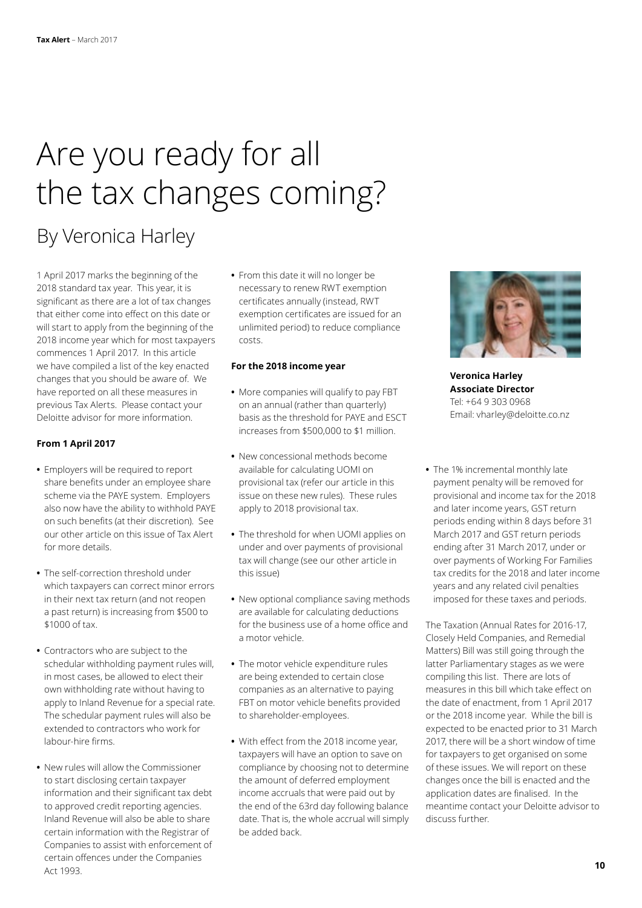# Are you ready for all the tax changes coming?

## By Veronica Harley

1 April 2017 marks the beginning of the 2018 standard tax year. This year, it is significant as there are a lot of tax changes that either come into effect on this date or will start to apply from the beginning of the 2018 income year which for most taxpayers commences 1 April 2017. In this article we have compiled a list of the key enacted changes that you should be aware of. We have reported on all these measures in previous Tax Alerts. Please contact your Deloitte advisor for more information.

**From 1 April 2017**

- Employers will be required to report share benefits under an employee share scheme via the PAYE system. Employers also now have the ability to withhold PAYE on such benefits (at their discretion). See our other article on this issue of Tax Alert for more details.
- The self-correction threshold under which taxpayers can correct minor errors in their next tax return (and not reopen a past return) is increasing from $500 to $1000 of tax.
- Contractors who are subject to the schedular withholding payment rules will, in most cases, be allowed to elect their own withholding rate without having to apply to Inland Revenue for a special rate. The schedular payment rules will also be extended to contractors who work for labour-hire firms.
- New rules will allow the Commissioner to start disclosing certain taxpayer information and their significant tax debt to approved credit reporting agencies. Inland Revenue will also be able to share certain information with the Registrar of Companies to assist with enforcement of certain offences under the Companies Act 1993.
- From this date it will no longer be necessary to renew RWT exemption certificates annually (instead, RWT exemption certificates are issued for an unlimited period) to reduce compliance costs.

**For the 2018 income year**

- More companies will qualify to pay FBT on an annual (rather than quarterly) basis as the threshold for PAYE and ESCT increases from $500,000 to $1 million.
- New concessional methods become available for calculating UOMI on provisional tax (refer our article in this issue on these new rules). These rules apply to 2018 provisional tax.
- The threshold for when UOMI applies on under and over payments of provisional tax will change (see our other article in this issue)
- New optional compliance saving methods are available for calculating deductions for the business use of a home office and a motor vehicle.
- The motor vehicle expenditure rules are being extended to certain close companies as an alternative to paying FBT on motor vehicle benefits provided to shareholder-employees.
- With effect from the 2018 income year, taxpayers will have an option to save on compliance by choosing not to determine the amount of deferred employment income accruals that were paid out by the end of the 63rd day following balance date. That is, the whole accrual will simply be added back.

**Veronica Harley**
**Associate Director**
Tel: +64 9 303 0968
Email: vharley@deloitte.co.nz

- The 1% incremental monthly late payment penalty will be removed for provisional and income tax for the 2018 and later income years, GST return periods ending within 8 days before 31 March 2017 and GST return periods ending after 31 March 2017, under or over payments of Working For Families tax credits for the 2018 and later income years and any related civil penalties imposed for these taxes and periods.

The Taxation (Annual Rates for 2016-17, Closely Held Companies, and Remedial Matters) Bill was still going through the latter Parliamentary stages as we were compiling this list. There are lots of measures in this bill which take effect on the date of enactment, from 1 April 2017 or the 2018 income year. While the bill is expected to be enacted prior to 31 March 2017, there will be a short window of time for taxpayers to get organised on some of these issues. We will report on these changes once the bill is enacted and the application dates are finalised. In the meantime contact your Deloitte advisor to discuss further.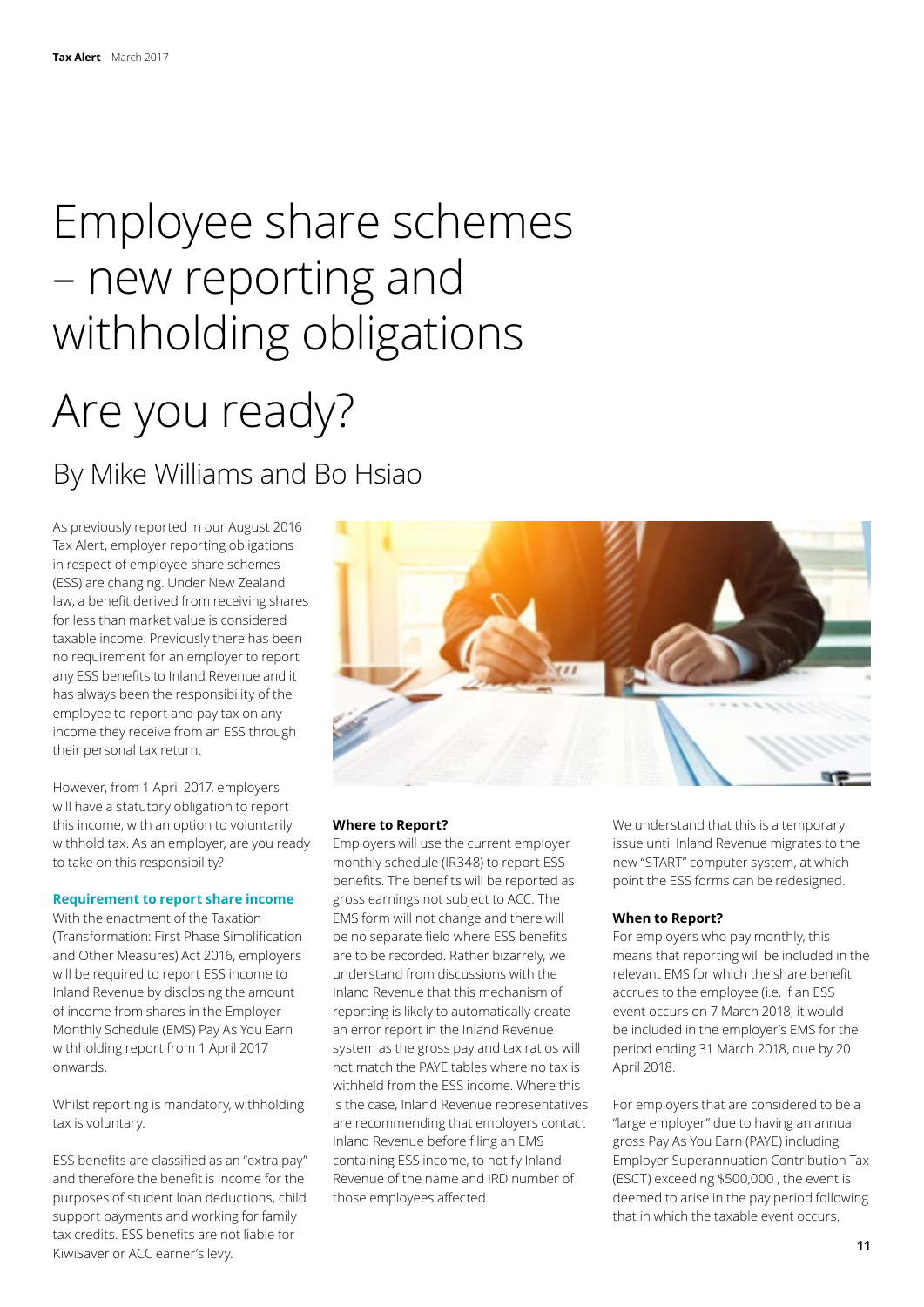# Employee share schemes – new reporting and withholding obligations

# Are you ready?

## By Mike Williams and Bo Hsiao

As previously reported in our August 2016 Tax Alert, employer reporting obligations in respect of employee share schemes (ESS) are changing. Under New Zealand law, a benefit derived from receiving shares for less than market value is considered taxable income. Previously there has been no requirement for an employer to report any ESS benefits to Inland Revenue and it has always been the responsibility of the employee to report and pay tax on any income they receive from an ESS through their personal tax return.

However, from 1 April 2017, employers will have a statutory obligation to report this income, with an option to voluntarily withhold tax. As an employer, are you ready to take on this responsibility?

### Requirement to report share income

With the enactment of the Taxation (Transformation: First Phase Simplification and Other Measures) Act 2016, employers will be required to report ESS income to Inland Revenue by disclosing the amount of income from shares in the Employer Monthly Schedule (EMS) Pay As You Earn withholding report from 1 April 2017 onwards.

Whilst reporting is mandatory, withholding tax is voluntary.

ESS benefits are classified as an "extra pay" and therefore the benefit is income for the purposes of student loan deductions, child support payments and working for family tax credits. ESS benefits are not liable for KiwiSaver or ACC earner's levy.

### Where to Report?

Employers will use the current employer monthly schedule (IR348) to report ESS benefits. The benefits will be reported as gross earnings not subject to ACC. The EMS form will not change and there will be no separate field where ESS benefits are to be recorded. Rather bizarrely, we understand from discussions with the Inland Revenue that this mechanism of reporting is likely to automatically create an error report in the Inland Revenue system as the gross pay and tax ratios will not match the PAYE tables where no tax is withheld from the ESS income. Where this is the case, Inland Revenue representatives are recommending that employers contact Inland Revenue before filing an EMS containing ESS income, to notify Inland Revenue of the name and IRD number of those employees affected.

We understand that this is a temporary issue until Inland Revenue migrates to the new "START" computer system, at which point the ESS forms can be redesigned.

### When to Report?

For employers who pay monthly, this means that reporting will be included in the relevant EMS for which the share benefit accrues to the employee (i.e. if an ESS event occurs on 7 March 2018, it would be included in the employer's EMS for the period ending 31 March 2018, due by 20 April 2018.

For employers that are considered to be a "large employer" due to having an annual gross Pay As You Earn (PAYE) including Employer Superannuation Contribution Tax (ESCT) exceeding $500,000 , the event is deemed to arise in the pay period following that in which the taxable event occurs.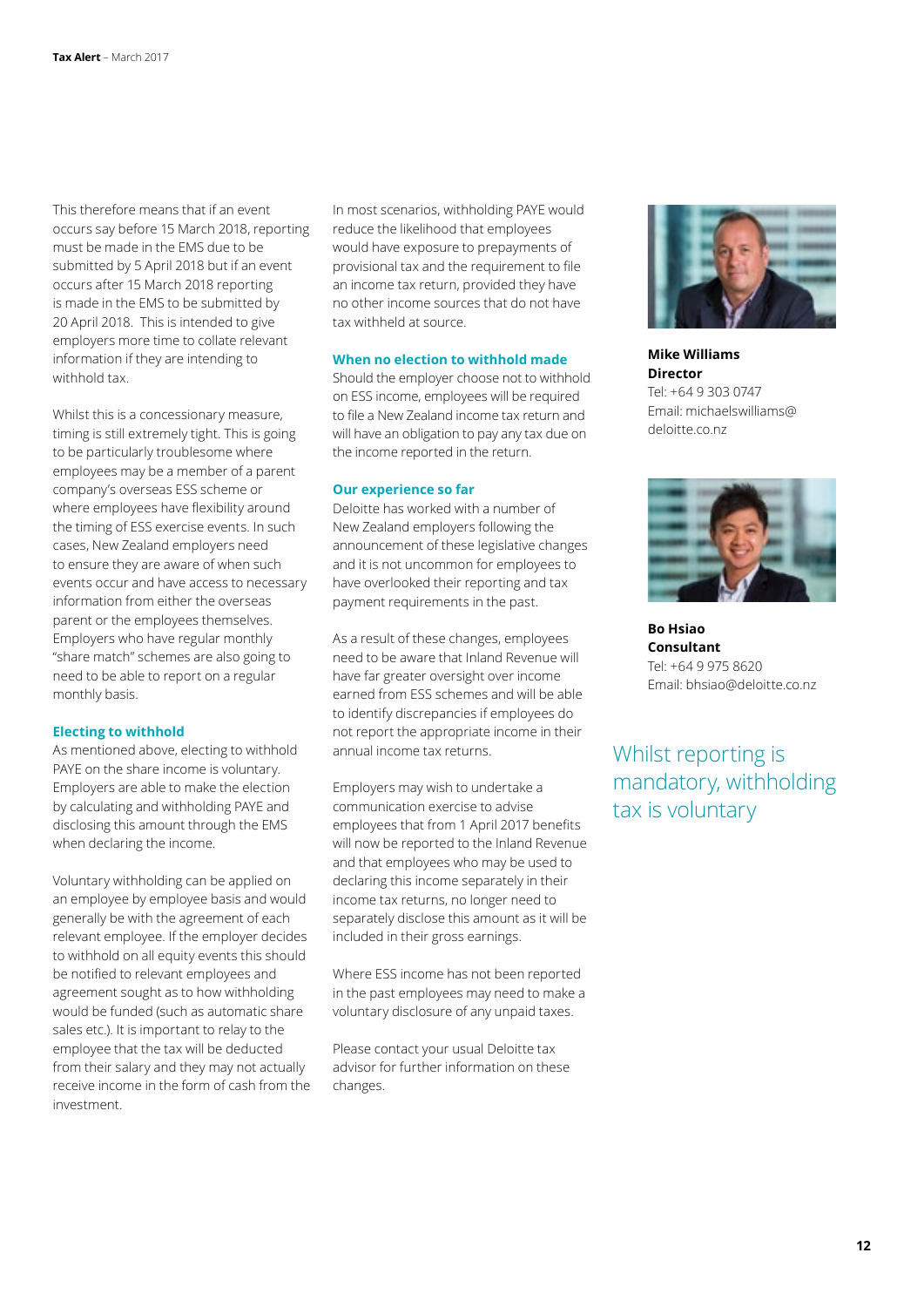This therefore means that if an event occurs say before 15 March 2018, reporting must be made in the EMS due to be submitted by 5 April 2018 but if an event occurs after 15 March 2018 reporting is made in the EMS to be submitted by 20 April 2018. This is intended to give employers more time to collate relevant information if they are intending to withhold tax.

Whilst this is a concessionary measure, timing is still extremely tight. This is going to be particularly troublesome where employees may be a member of a parent company's overseas ESS scheme or where employees have flexibility around the timing of ESS exercise events. In such cases, New Zealand employers need to ensure they are aware of when such events occur and have access to necessary information from either the overseas parent or the employees themselves. Employers who have regular monthly "share match" schemes are also going to need to be able to report on a regular monthly basis.

### Electing to withhold

As mentioned above, electing to withhold PAYE on the share income is voluntary. Employers are able to make the election by calculating and withholding PAYE and disclosing this amount through the EMS when declaring the income.

Voluntary withholding can be applied on an employee by employee basis and would generally be with the agreement of each relevant employee. If the employer decides to withhold on all equity events this should be notified to relevant employees and agreement sought as to how withholding would be funded (such as automatic share sales etc.). It is important to relay to the employee that the tax will be deducted from their salary and they may not actually receive income in the form of cash from the investment.

In most scenarios, withholding PAYE would reduce the likelihood that employees would have exposure to prepayments of provisional tax and the requirement to file an income tax return, provided they have no other income sources that do not have tax withheld at source.

### When no election to withhold made

Should the employer choose not to withhold on ESS income, employees will be required to file a New Zealand income tax return and will have an obligation to pay any tax due on the income reported in the return.

### Our experience so far

Deloitte has worked with a number of New Zealand employers following the announcement of these legislative changes and it is not uncommon for employees to have overlooked their reporting and tax payment requirements in the past.

As a result of these changes, employees need to be aware that Inland Revenue will have far greater oversight over income earned from ESS schemes and will be able to identify discrepancies if employees do not report the appropriate income in their annual income tax returns.

Employers may wish to undertake a communication exercise to advise employees that from 1 April 2017 benefits will now be reported to the Inland Revenue and that employees who may be used to declaring this income separately in their income tax returns, no longer need to separately disclose this amount as it will be included in their gross earnings.

Where ESS income has not been reported in the past employees may need to make a voluntary disclosure of any unpaid taxes.

Please contact your usual Deloitte tax advisor for further information on these changes.

**Mike Williams**
**Director**
Tel: +64 9 303 0747
Email: michaelswilliams@deloitte.co.nz

**Bo Hsiao**
**Consultant**
Tel: +64 9 975 8620
Email: bhsiao@deloitte.co.nz

Whilst reporting is mandatory, withholding tax is voluntary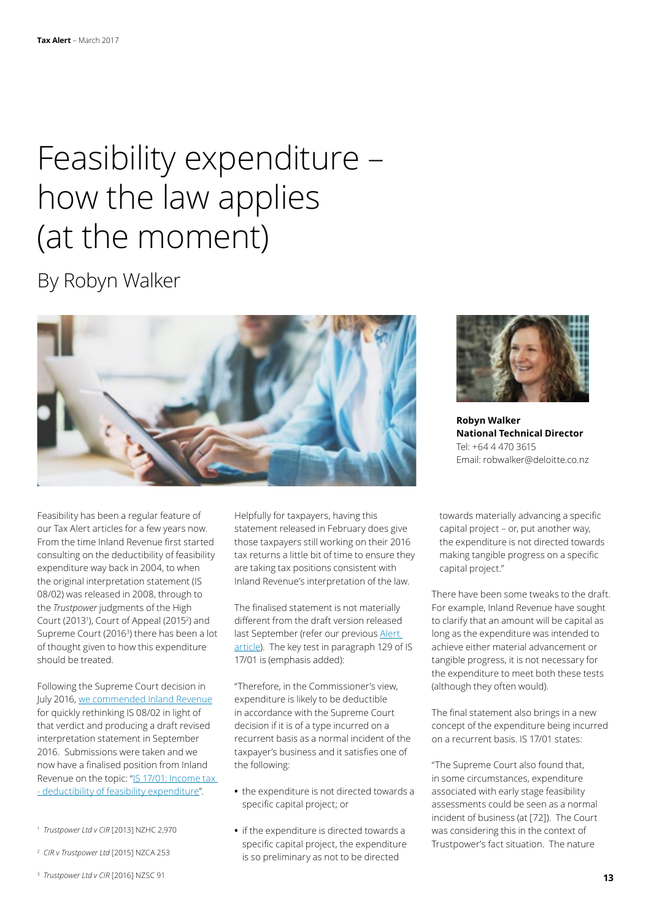# Feasibility expenditure – how the law applies (at the moment)

## By Robyn Walker

**Robyn Walker**
**National Technical Director**
Tel: +64 4 470 3615
Email: robwalker@deloitte.co.nz

Feasibility has been a regular feature of our Tax Alert articles for a few years now. From the time Inland Revenue first started consulting on the deductibility of feasibility expenditure way back in 2004, to when the original interpretation statement (IS 08/02) was released in 2008, through to the *Trustpower* judgments of the High Court (2013[1]), Court of Appeal (2015[2]) and Supreme Court (2016[3]) there has been a lot of thought given to how this expenditure should be treated.

Following the Supreme Court decision in July 2016, we commended Inland Revenue for quickly rethinking IS 08/02 in light of that verdict and producing a draft revised interpretation statement in September 2016. Submissions were taken and we now have a finalised position from Inland Revenue on the topic: "IS 17/01: Income tax - deductibility of feasibility expenditure".

Helpfully for taxpayers, having this statement released in February does give those taxpayers still working on their 2016 tax returns a little bit of time to ensure they are taking tax positions consistent with Inland Revenue's interpretation of the law.

The finalised statement is not materially different from the draft version released last September (refer our previous Alert article). The key test in paragraph 129 of IS 17/01 is (emphasis added):

"Therefore, in the Commissioner's view, expenditure is likely to be deductible in accordance with the Supreme Court decision if it is of a type incurred on a recurrent basis as a normal incident of the taxpayer's business and it satisfies one of the following:

- the expenditure is not directed towards a specific capital project; or
- if the expenditure is directed towards a specific capital project, the expenditure is so preliminary as not to be directed towards materially advancing a specific capital project – or, put another way, the expenditure is not directed towards making tangible progress on a specific capital project."

There have been some tweaks to the draft. For example, Inland Revenue have sought to clarify that an amount will be capital as long as the expenditure was intended to achieve either material advancement or tangible progress, it is not necessary for the expenditure to meet both these tests (although they often would).

The final statement also brings in a new concept of the expenditure being incurred on a recurrent basis. IS 17/01 states:

"The Supreme Court also found that, in some circumstances, expenditure associated with early stage feasibility assessments could be seen as a normal incident of business (at [72]). The Court was considering this in the context of Trustpower's fact situation. The nature

[1] *Trustpower Ltd v CIR* [2013] NZHC 2,970

[2] *CIR v Trustpower Ltd* [2015] NZCA 253

[3] *Trustpower Ltd v CIR* [2016] NZSC 91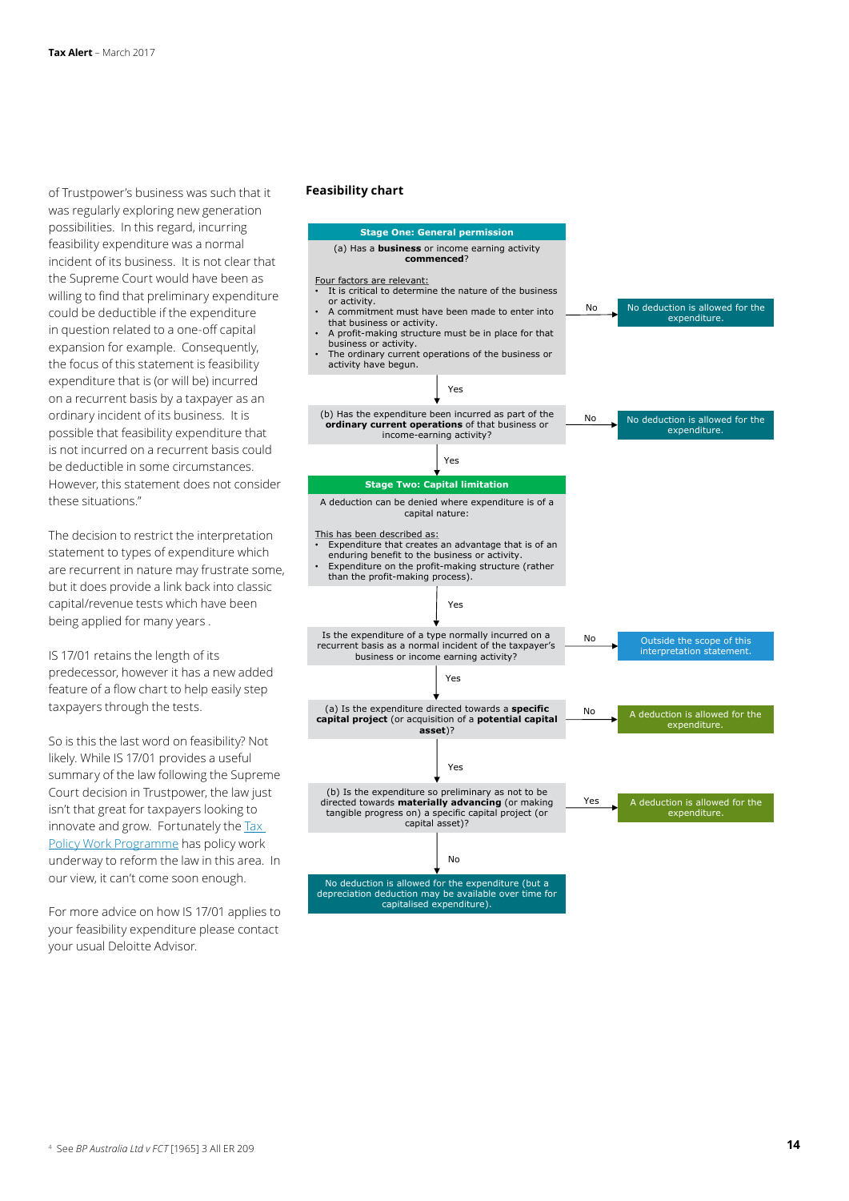of Trustpower's business was such that it was regularly exploring new generation possibilities. In this regard, incurring feasibility expenditure was a normal incident of its business. It is not clear that the Supreme Court would have been as willing to find that preliminary expenditure could be deductible if the expenditure in question related to a one-off capital expansion for example. Consequently, the focus of this statement is feasibility expenditure that is (or will be) incurred on a recurrent basis by a taxpayer as an ordinary incident of its business. It is possible that feasibility expenditure that is not incurred on a recurrent basis could be deductible in some circumstances. However, this statement does not consider these situations."

The decision to restrict the interpretation statement to types of expenditure which are recurrent in nature may frustrate some, but it does provide a link back into classic capital/revenue tests which have been being applied for many years .

IS 17/01 retains the length of its predecessor, however it has a new added feature of a flow chart to help easily step taxpayers through the tests.

So is this the last word on feasibility? Not likely. While IS 17/01 provides a useful summary of the law following the Supreme Court decision in Trustpower, the law just isn't that great for taxpayers looking to innovate and grow. Fortunately the Tax Policy Work Programme has policy work underway to reform the law in this area. In our view, it can't come soon enough.

For more advice on how IS 17/01 applies to your feasibility expenditure please contact your usual Deloitte Advisor.

## Feasibility chart

**Stage One: General permission**

(a) Has a **business** or income earning activity **commenced**?

Four factors are relevant:
- It is critical to determine the nature of the business or activity.
- A commitment must have been made to enter into that business or activity.
- A profit-making structure must be in place for that business or activity.
- The ordinary current operations of the business or activity have begun.

→ No: No deduction is allowed for the expenditure.

↓ Yes

(b) Has the expenditure been incurred as part of the **ordinary current operations** of that business or income-earning activity?

→ No: No deduction is allowed for the expenditure.

↓ Yes

**Stage Two: Capital limitation**

A deduction can be denied where expenditure is of a capital nature:

This has been described as:
- Expenditure that creates an advantage that is of an enduring benefit to the business or activity.
- Expenditure on the profit-making structure (rather than the profit-making process).

↓ Yes

Is the expenditure of a type normally incurred on a recurrent basis as a normal incident of the taxpayer's business or income earning activity?

→ No: Outside the scope of this interpretation statement.

↓ Yes

(a) Is the expenditure directed towards a **specific capital project** (or acquisition of a **potential capital asset**)?

→ No: A deduction is allowed for the expenditure.

↓ Yes

(b) Is the expenditure so preliminary as not to be directed towards **materially advancing** (or making tangible progress on) a specific capital project (or capital asset)?

→ Yes: A deduction is allowed for the expenditure.

↓ No

No deduction is allowed for the expenditure (but a depreciation deduction may be available over time for capitalised expenditure).

[4] See *BP Australia Ltd v FCT* [1965] 3 All ER 209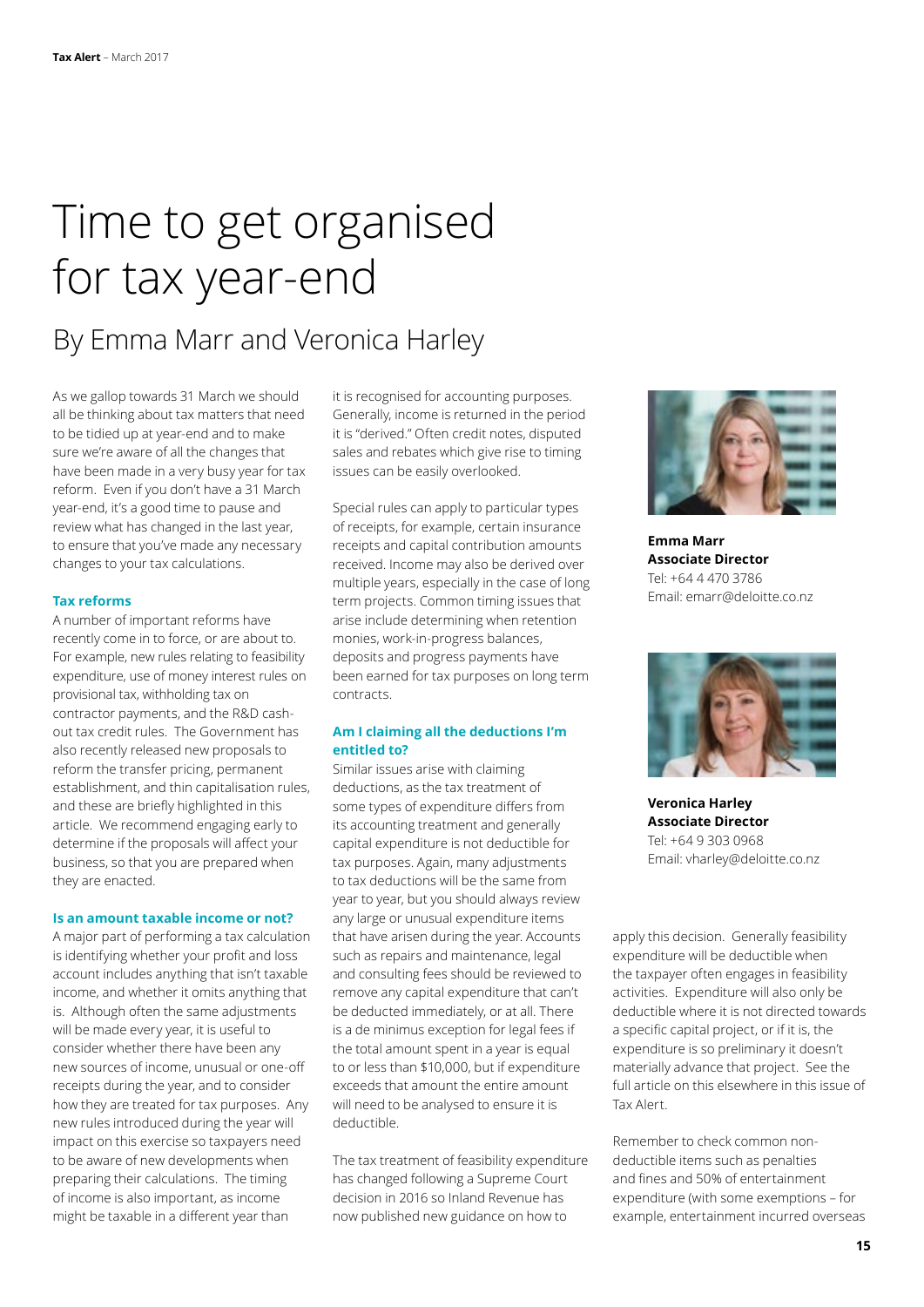# Time to get organised for tax year-end

## By Emma Marr and Veronica Harley

As we gallop towards 31 March we should all be thinking about tax matters that need to be tidied up at year-end and to make sure we're aware of all the changes that have been made in a very busy year for tax reform. Even if you don't have a 31 March year-end, it's a good time to pause and review what has changed in the last year, to ensure that you've made any necessary changes to your tax calculations.

### Tax reforms

A number of important reforms have recently come in to force, or are about to. For example, new rules relating to feasibility expenditure, use of money interest rules on provisional tax, withholding tax on contractor payments, and the R&D cash-out tax credit rules. The Government has also recently released new proposals to reform the transfer pricing, permanent establishment, and thin capitalisation rules, and these are briefly highlighted in this article. We recommend engaging early to determine if the proposals will affect your business, so that you are prepared when they are enacted.

### Is an amount taxable income or not?

A major part of performing a tax calculation is identifying whether your profit and loss account includes anything that isn't taxable income, and whether it omits anything that is. Although often the same adjustments will be made every year, it is useful to consider whether there have been any new sources of income, unusual or one-off receipts during the year, and to consider how they are treated for tax purposes. Any new rules introduced during the year will impact on this exercise so taxpayers need to be aware of new developments when preparing their calculations. The timing of income is also important, as income might be taxable in a different year than it is recognised for accounting purposes. Generally, income is returned in the period it is "derived." Often credit notes, disputed sales and rebates which give rise to timing issues can be easily overlooked.

Special rules can apply to particular types of receipts, for example, certain insurance receipts and capital contribution amounts received. Income may also be derived over multiple years, especially in the case of long term projects. Common timing issues that arise include determining when retention monies, work-in-progress balances, deposits and progress payments have been earned for tax purposes on long term contracts.

### Am I claiming all the deductions I'm entitled to?

Similar issues arise with claiming deductions, as the tax treatment of some types of expenditure differs from its accounting treatment and generally capital expenditure is not deductible for tax purposes. Again, many adjustments to tax deductions will be the same from year to year, but you should always review any large or unusual expenditure items that have arisen during the year. Accounts such as repairs and maintenance, legal and consulting fees should be reviewed to remove any capital expenditure that can't be deducted immediately, or at all. There is a de minimus exception for legal fees if the total amount spent in a year is equal to or less than $10,000, but if expenditure exceeds that amount the entire amount will need to be analysed to ensure it is deductible.

The tax treatment of feasibility expenditure has changed following a Supreme Court decision in 2016 so Inland Revenue has now published new guidance on how to apply this decision. Generally feasibility expenditure will be deductible when the taxpayer often engages in feasibility activities. Expenditure will also only be deductible where it is not directed towards a specific capital project, or if it is, the expenditure is so preliminary it doesn't materially advance that project. See the full article on this elsewhere in this issue of Tax Alert.

Remember to check common non-deductible items such as penalties and fines and 50% of entertainment expenditure (with some exemptions – for example, entertainment incurred overseas

**Emma Marr**
**Associate Director**
Tel: +64 4 470 3786
Email: emarr@deloitte.co.nz

**Veronica Harley**
**Associate Director**
Tel: +64 9 303 0968
Email: vharley@deloitte.co.nz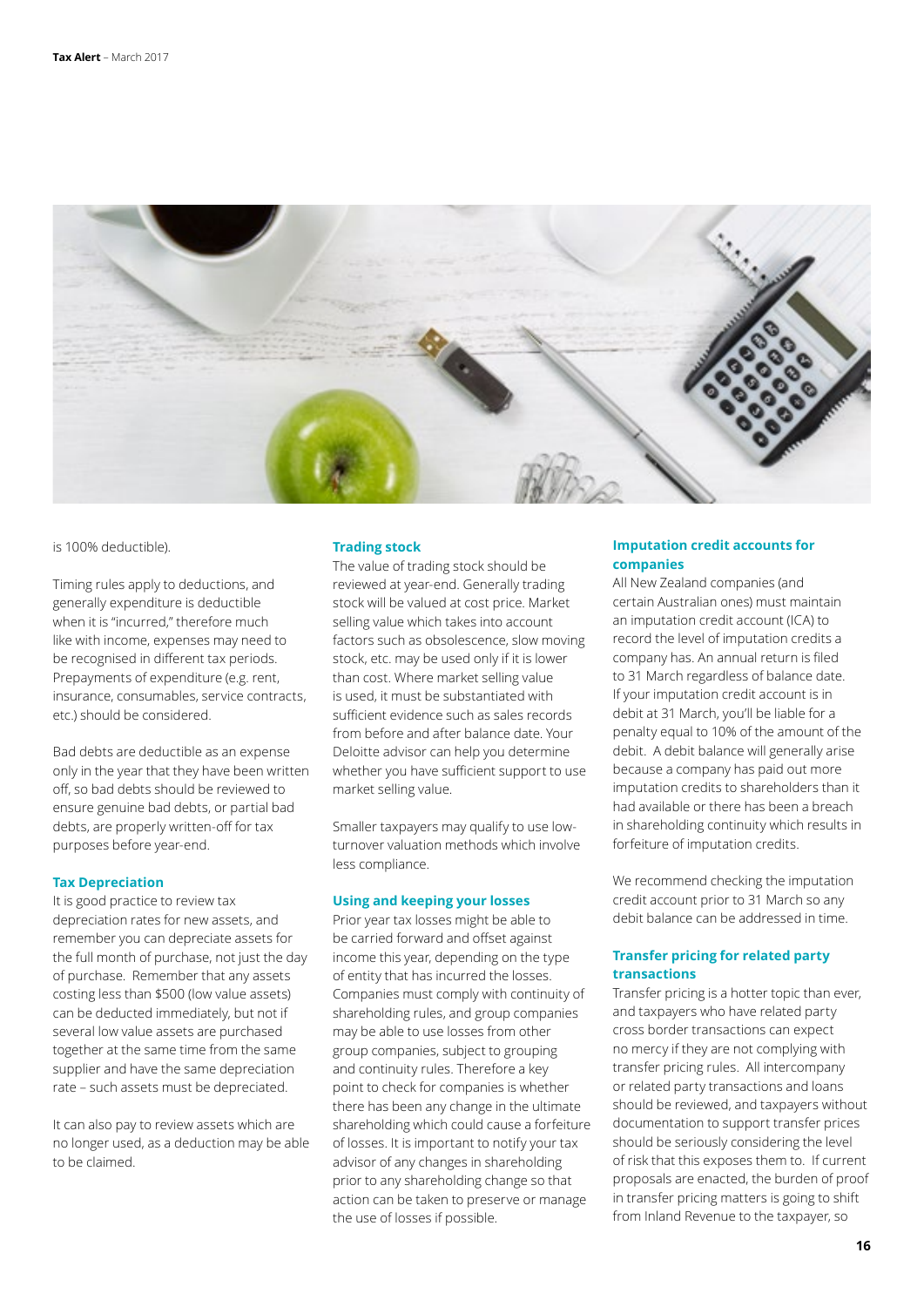is 100% deductible).

Timing rules apply to deductions, and generally expenditure is deductible when it is "incurred," therefore much like with income, expenses may need to be recognised in different tax periods. Prepayments of expenditure (e.g. rent, insurance, consumables, service contracts, etc.) should be considered.

Bad debts are deductible as an expense only in the year that they have been written off, so bad debts should be reviewed to ensure genuine bad debts, or partial bad debts, are properly written-off for tax purposes before year-end.

### Tax Depreciation

It is good practice to review tax depreciation rates for new assets, and remember you can depreciate assets for the full month of purchase, not just the day of purchase. Remember that any assets costing less than $500 (low value assets) can be deducted immediately, but not if several low value assets are purchased together at the same time from the same supplier and have the same depreciation rate – such assets must be depreciated.

It can also pay to review assets which are no longer used, as a deduction may be able to be claimed.

### Trading stock

The value of trading stock should be reviewed at year-end. Generally trading stock will be valued at cost price. Market selling value which takes into account factors such as obsolescence, slow moving stock, etc. may be used only if it is lower than cost. Where market selling value is used, it must be substantiated with sufficient evidence such as sales records from before and after balance date. Your Deloitte advisor can help you determine whether you have sufficient support to use market selling value.

Smaller taxpayers may qualify to use low-turnover valuation methods which involve less compliance.

### Using and keeping your losses

Prior year tax losses might be able to be carried forward and offset against income this year, depending on the type of entity that has incurred the losses. Companies must comply with continuity of shareholding rules, and group companies may be able to use losses from other group companies, subject to grouping and continuity rules. Therefore a key point to check for companies is whether there has been any change in the ultimate shareholding which could cause a forfeiture of losses. It is important to notify your tax advisor of any changes in shareholding prior to any shareholding change so that action can be taken to preserve or manage the use of losses if possible.

### Imputation credit accounts for companies

All New Zealand companies (and certain Australian ones) must maintain an imputation credit account (ICA) to record the level of imputation credits a company has. An annual return is filed to 31 March regardless of balance date. If your imputation credit account is in debit at 31 March, you'll be liable for a penalty equal to 10% of the amount of the debit. A debit balance will generally arise because a company has paid out more imputation credits to shareholders than it had available or there has been a breach in shareholding continuity which results in forfeiture of imputation credits.

We recommend checking the imputation credit account prior to 31 March so any debit balance can be addressed in time.

### Transfer pricing for related party transactions

Transfer pricing is a hotter topic than ever, and taxpayers who have related party cross border transactions can expect no mercy if they are not complying with transfer pricing rules. All intercompany or related party transactions and loans should be reviewed, and taxpayers without documentation to support transfer prices should be seriously considering the level of risk that this exposes them to. If current proposals are enacted, the burden of proof in transfer pricing matters is going to shift from Inland Revenue to the taxpayer, so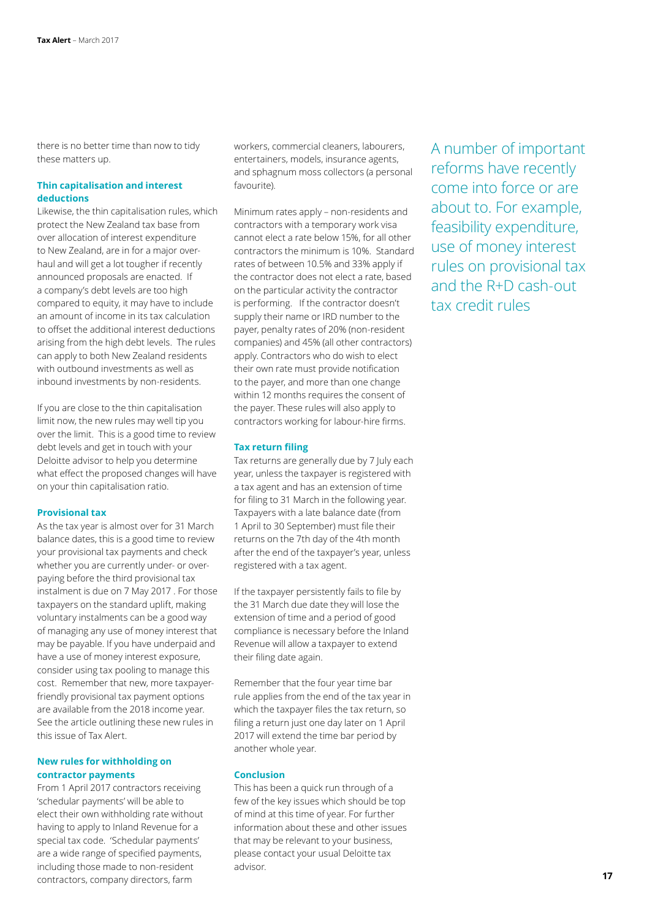there is no better time than now to tidy these matters up.

### Thin capitalisation and interest deductions

Likewise, the thin capitalisation rules, which protect the New Zealand tax base from over allocation of interest expenditure to New Zealand, are in for a major overhaul and will get a lot tougher if recently announced proposals are enacted. If a company's debt levels are too high compared to equity, it may have to include an amount of income in its tax calculation to offset the additional interest deductions arising from the high debt levels. The rules can apply to both New Zealand residents with outbound investments as well as inbound investments by non-residents.

If you are close to the thin capitalisation limit now, the new rules may well tip you over the limit. This is a good time to review debt levels and get in touch with your Deloitte advisor to help you determine what effect the proposed changes will have on your thin capitalisation ratio.

### Provisional tax

As the tax year is almost over for 31 March balance dates, this is a good time to review your provisional tax payments and check whether you are currently under- or over-paying before the third provisional tax instalment is due on 7 May 2017 . For those taxpayers on the standard uplift, making voluntary instalments can be a good way of managing any use of money interest that may be payable. If you have underpaid and have a use of money interest exposure, consider using tax pooling to manage this cost. Remember that new, more taxpayer-friendly provisional tax payment options are available from the 2018 income year. See the article outlining these new rules in this issue of Tax Alert.

### New rules for withholding on contractor payments

From 1 April 2017 contractors receiving 'schedular payments' will be able to elect their own withholding rate without having to apply to Inland Revenue for a special tax code. 'Schedular payments' are a wide range of specified payments, including those made to non-resident contractors, company directors, farm workers, commercial cleaners, labourers, entertainers, models, insurance agents, and sphagnum moss collectors (a personal favourite).

Minimum rates apply – non-residents and contractors with a temporary work visa cannot elect a rate below 15%, for all other contractors the minimum is 10%. Standard rates of between 10.5% and 33% apply if the contractor does not elect a rate, based on the particular activity the contractor is performing. If the contractor doesn't supply their name or IRD number to the payer, penalty rates of 20% (non-resident companies) and 45% (all other contractors) apply. Contractors who do wish to elect their own rate must provide notification to the payer, and more than one change within 12 months requires the consent of the payer. These rules will also apply to contractors working for labour-hire firms.

### Tax return filing

Tax returns are generally due by 7 July each year, unless the taxpayer is registered with a tax agent and has an extension of time for filing to 31 March in the following year. Taxpayers with a late balance date (from 1 April to 30 September) must file their returns on the 7th day of the 4th month after the end of the taxpayer's year, unless registered with a tax agent.

If the taxpayer persistently fails to file by the 31 March due date they will lose the extension of time and a period of good compliance is necessary before the Inland Revenue will allow a taxpayer to extend their filing date again.

Remember that the four year time bar rule applies from the end of the tax year in which the taxpayer files the tax return, so filing a return just one day later on 1 April 2017 will extend the time bar period by another whole year.

### Conclusion

This has been a quick run through of a few of the key issues which should be top of mind at this time of year. For further information about these and other issues that may be relevant to your business, please contact your usual Deloitte tax advisor.

A number of important reforms have recently come into force or are about to. For example, feasibility expenditure, use of money interest rules on provisional tax and the R+D cash-out tax credit rules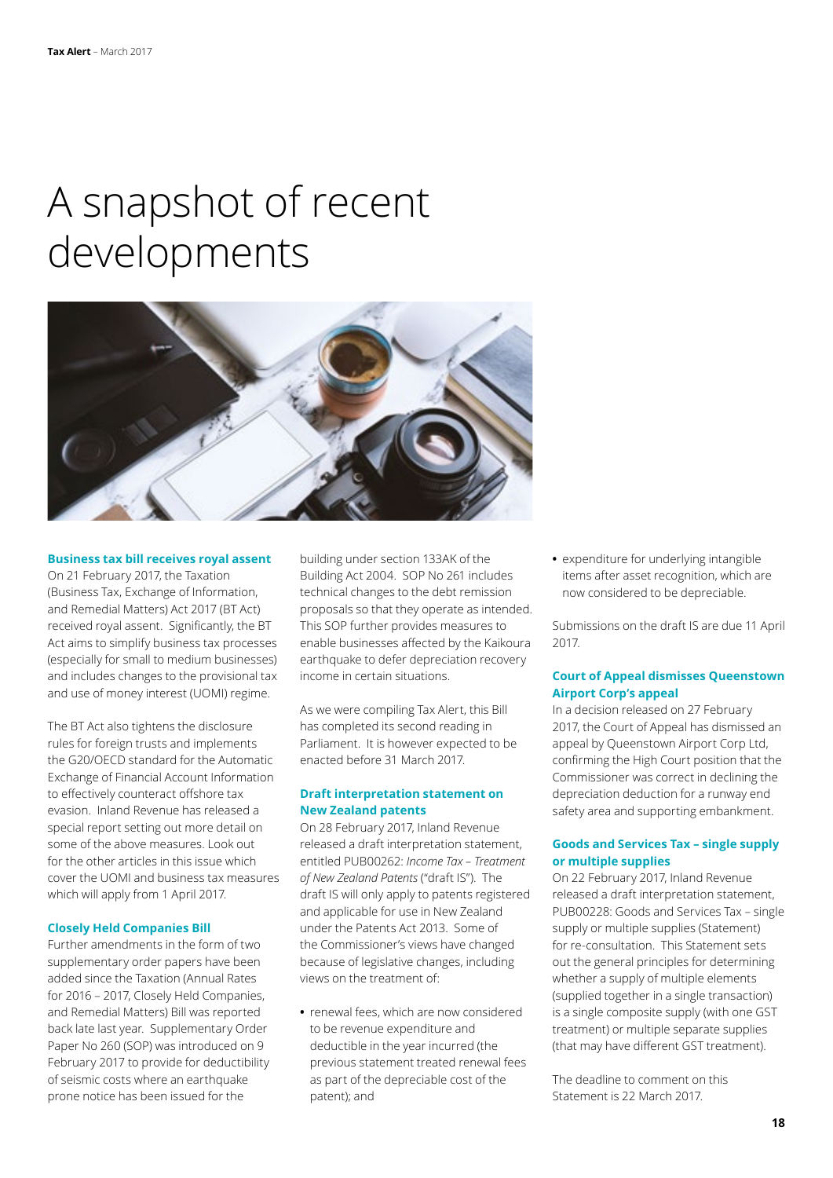# A snapshot of recent developments

### Business tax bill receives royal assent

On 21 February 2017, the Taxation (Business Tax, Exchange of Information, and Remedial Matters) Act 2017 (BT Act) received royal assent. Significantly, the BT Act aims to simplify business tax processes (especially for small to medium businesses) and includes changes to the provisional tax and use of money interest (UOMI) regime.

The BT Act also tightens the disclosure rules for foreign trusts and implements the G20/OECD standard for the Automatic Exchange of Financial Account Information to effectively counteract offshore tax evasion. Inland Revenue has released a special report setting out more detail on some of the above measures. Look out for the other articles in this issue which cover the UOMI and business tax measures which will apply from 1 April 2017.

### Closely Held Companies Bill

Further amendments in the form of two supplementary order papers have been added since the Taxation (Annual Rates for 2016 – 2017, Closely Held Companies, and Remedial Matters) Bill was reported back late last year. Supplementary Order Paper No 260 (SOP) was introduced on 9 February 2017 to provide for deductibility of seismic costs where an earthquake prone notice has been issued for the building under section 133AK of the Building Act 2004. SOP No 261 includes technical changes to the debt remission proposals so that they operate as intended. This SOP further provides measures to enable businesses affected by the Kaikoura earthquake to defer depreciation recovery income in certain situations.

As we were compiling Tax Alert, this Bill has completed its second reading in Parliament. It is however expected to be enacted before 31 March 2017.

### Draft interpretation statement on New Zealand patents

On 28 February 2017, Inland Revenue released a draft interpretation statement, entitled PUB00262: *Income Tax – Treatment of New Zealand Patents* ("draft IS"). The draft IS will only apply to patents registered and applicable for use in New Zealand under the Patents Act 2013. Some of the Commissioner's views have changed because of legislative changes, including views on the treatment of:

- renewal fees, which are now considered to be revenue expenditure and deductible in the year incurred (the previous statement treated renewal fees as part of the depreciable cost of the patent); and
- expenditure for underlying intangible items after asset recognition, which are now considered to be depreciable.

Submissions on the draft IS are due 11 April 2017.

### Court of Appeal dismisses Queenstown Airport Corp's appeal

In a decision released on 27 February 2017, the Court of Appeal has dismissed an appeal by Queenstown Airport Corp Ltd, confirming the High Court position that the Commissioner was correct in declining the depreciation deduction for a runway end safety area and supporting embankment.

### Goods and Services Tax – single supply or multiple supplies

On 22 February 2017, Inland Revenue released a draft interpretation statement, PUB00228: Goods and Services Tax – single supply or multiple supplies (Statement) for re-consultation. This Statement sets out the general principles for determining whether a supply of multiple elements (supplied together in a single transaction) is a single composite supply (with one GST treatment) or multiple separate supplies (that may have different GST treatment).

The deadline to comment on this Statement is 22 March 2017.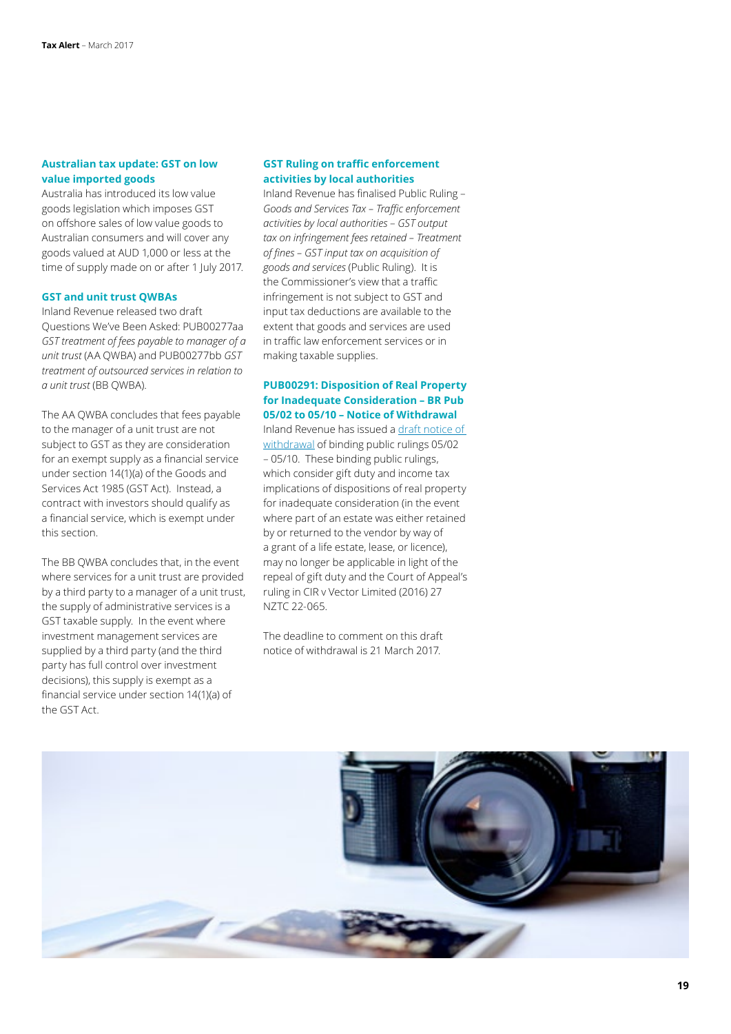### Australian tax update: GST on low value imported goods

Australia has introduced its low value goods legislation which imposes GST on offshore sales of low value goods to Australian consumers and will cover any goods valued at AUD 1,000 or less at the time of supply made on or after 1 July 2017.

### GST and unit trust QWBAs

Inland Revenue released two draft Questions We've Been Asked: PUB00277aa *GST treatment of fees payable to manager of a unit trust* (AA QWBA) and PUB00277bb *GST treatment of outsourced services in relation to a unit trust* (BB QWBA).

The AA QWBA concludes that fees payable to the manager of a unit trust are not subject to GST as they are consideration for an exempt supply as a financial service under section 14(1)(a) of the Goods and Services Act 1985 (GST Act). Instead, a contract with investors should qualify as a financial service, which is exempt under this section.

The BB QWBA concludes that, in the event where services for a unit trust are provided by a third party to a manager of a unit trust, the supply of administrative services is a GST taxable supply. In the event where investment management services are supplied by a third party (and the third party has full control over investment decisions), this supply is exempt as a financial service under section 14(1)(a) of the GST Act.

### GST Ruling on traffic enforcement activities by local authorities

Inland Revenue has finalised Public Ruling – *Goods and Services Tax – Traffic enforcement activities by local authorities – GST output tax on infringement fees retained – Treatment of fines – GST input tax on acquisition of goods and services* (Public Ruling). It is the Commissioner's view that a traffic infringement is not subject to GST and input tax deductions are available to the extent that goods and services are used in traffic law enforcement services or in making taxable supplies.

### PUB00291: Disposition of Real Property for Inadequate Consideration – BR Pub 05/02 to 05/10 – Notice of Withdrawal

Inland Revenue has issued a draft notice of withdrawal of binding public rulings 05/02 – 05/10. These binding public rulings, which consider gift duty and income tax implications of dispositions of real property for inadequate consideration (in the event where part of an estate was either retained by or returned to the vendor by way of a grant of a life estate, lease, or licence), may no longer be applicable in light of the repeal of gift duty and the Court of Appeal's ruling in CIR v Vector Limited (2016) 27 NZTC 22-065.

The deadline to comment on this draft notice of withdrawal is 21 March 2017.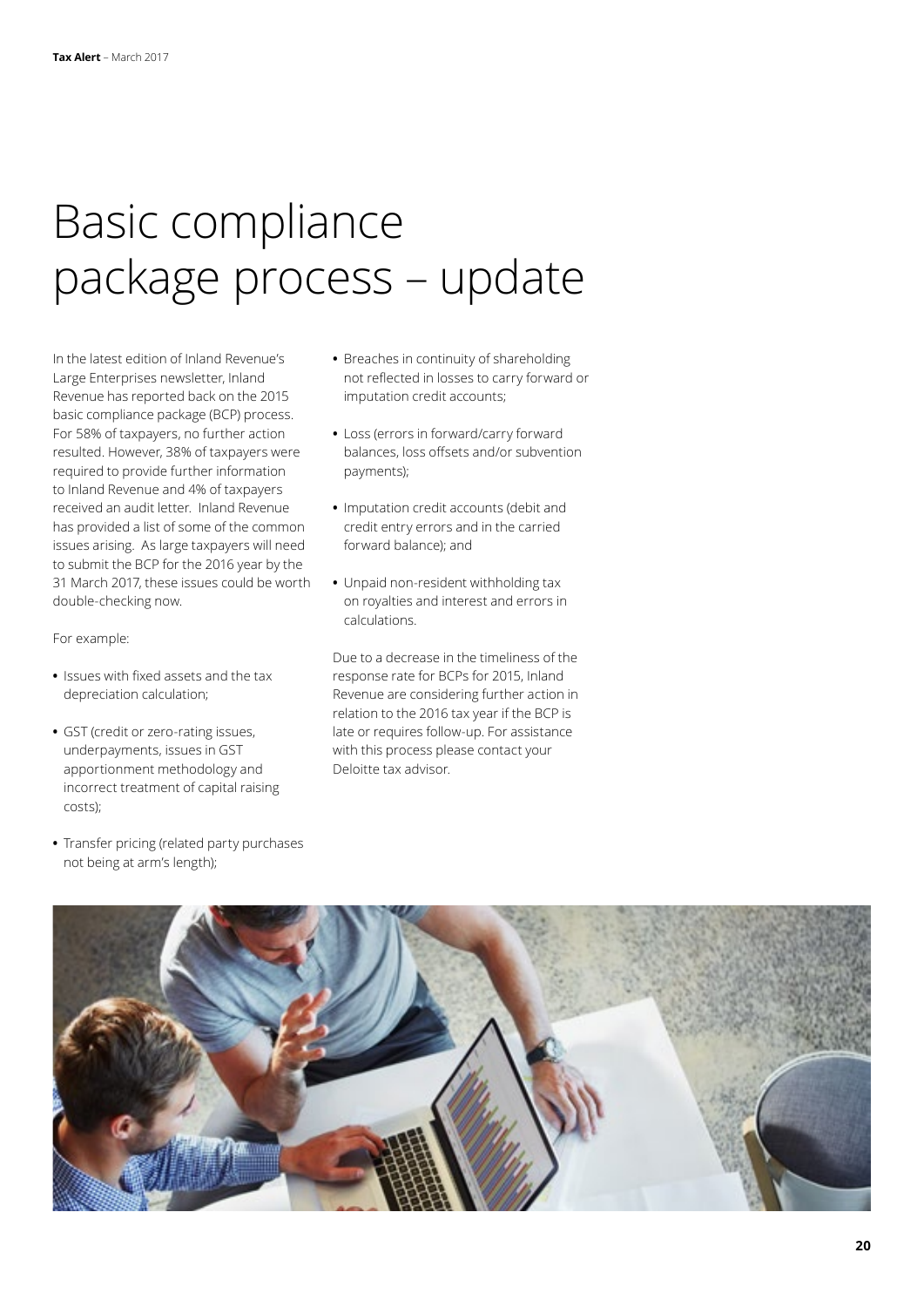# Basic compliance package process – update

In the latest edition of Inland Revenue's Large Enterprises newsletter, Inland Revenue has reported back on the 2015 basic compliance package (BCP) process. For 58% of taxpayers, no further action resulted. However, 38% of taxpayers were required to provide further information to Inland Revenue and 4% of taxpayers received an audit letter. Inland Revenue has provided a list of some of the common issues arising. As large taxpayers will need to submit the BCP for the 2016 year by the 31 March 2017, these issues could be worth double-checking now.

For example:

- Issues with fixed assets and the tax depreciation calculation;
- GST (credit or zero-rating issues, underpayments, issues in GST apportionment methodology and incorrect treatment of capital raising costs);
- Transfer pricing (related party purchases not being at arm's length);
- Breaches in continuity of shareholding not reflected in losses to carry forward or imputation credit accounts;
- Loss (errors in forward/carry forward balances, loss offsets and/or subvention payments);
- Imputation credit accounts (debit and credit entry errors and in the carried forward balance); and
- Unpaid non-resident withholding tax on royalties and interest and errors in calculations.

Due to a decrease in the timeliness of the response rate for BCPs for 2015, Inland Revenue are considering further action in relation to the 2016 tax year if the BCP is late or requires follow-up. For assistance with this process please contact your Deloitte tax advisor.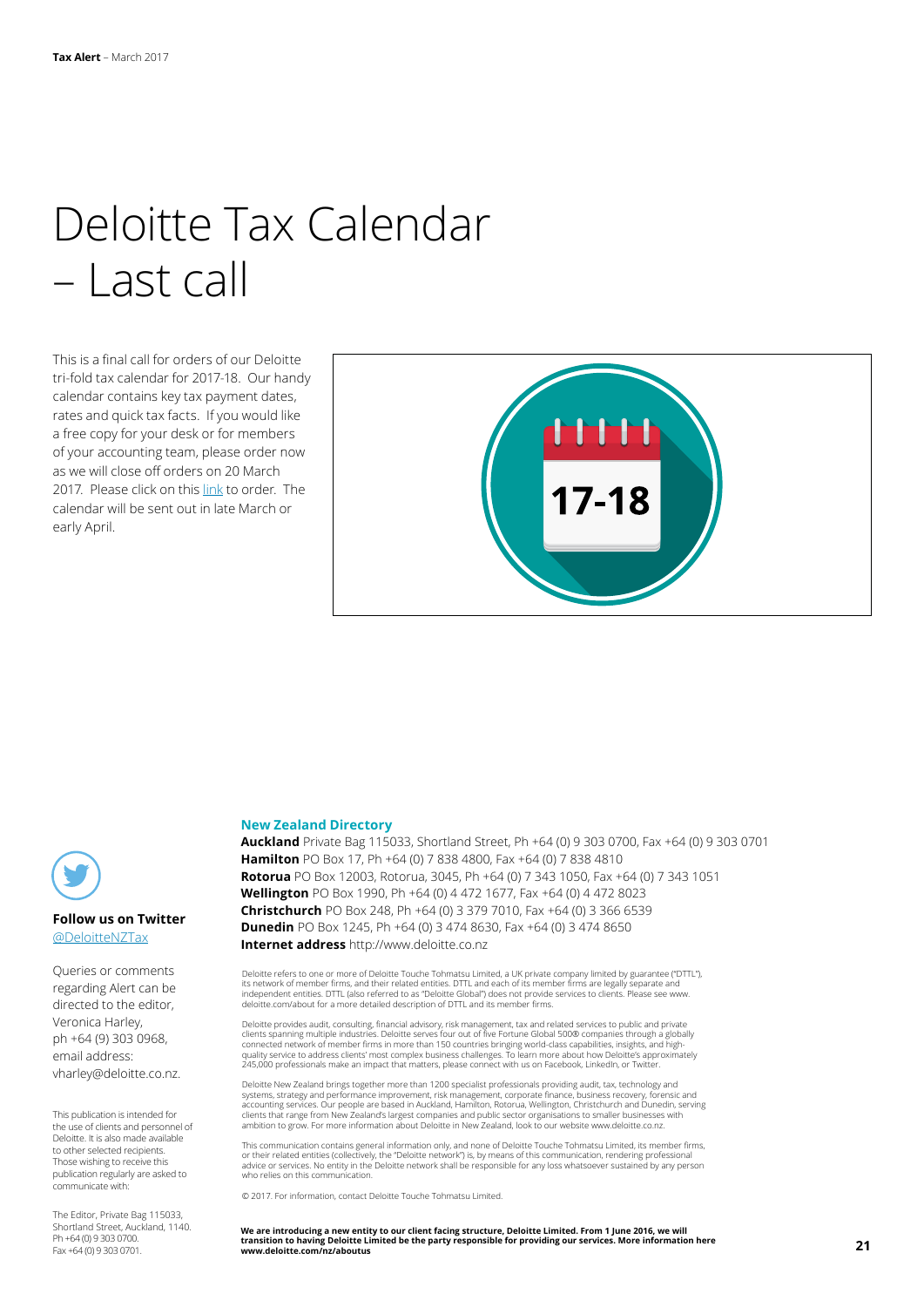# Deloitte Tax Calendar – Last call

This is a final call for orders of our Deloitte tri-fold tax calendar for 2017-18. Our handy calendar contains key tax payment dates, rates and quick tax facts. If you would like a free copy for your desk or for members of your accounting team, please order now as we will close off orders on 20 March 2017. Please click on this link to order. The calendar will be sent out in late March or early April.

**Follow us on Twitter**
@DeloitteNZTax

Queries or comments regarding Alert can be directed to the editor, Veronica Harley, ph +64 (9) 303 0968, email address: vharley@deloitte.co.nz.

This publication is intended for the use of clients and personnel of Deloitte. It is also made available to other selected recipients. Those wishing to receive this publication regularly are asked to communicate with:

The Editor, Private Bag 115033, Shortland Street, Auckland, 1140. Ph +64 (0) 9 303 0700. Fax +64 (0) 9 303 0701.

**New Zealand Directory**

**Auckland** Private Bag 115033, Shortland Street, Ph +64 (0) 9 303 0700, Fax +64 (0) 9 303 0701
**Hamilton** PO Box 17, Ph +64 (0) 7 838 4800, Fax +64 (0) 7 838 4810
**Rotorua** PO Box 12003, Rotorua, 3045, Ph +64 (0) 7 343 1050, Fax +64 (0) 7 343 1051
**Wellington** PO Box 1990, Ph +64 (0) 4 472 1677, Fax +64 (0) 4 472 8023
**Christchurch** PO Box 248, Ph +64 (0) 3 379 7010, Fax +64 (0) 3 366 6539
**Dunedin** PO Box 1245, Ph +64 (0) 3 474 8630, Fax +64 (0) 3 474 8650
**Internet address** http://www.deloitte.co.nz

Deloitte refers to one or more of Deloitte Touche Tohmatsu Limited, a UK private company limited by guarantee ("DTTL"), its network of member firms, and their related entities. DTTL and each of its member firms are legally separate and independent entities. DTTL (also referred to as "Deloitte Global") does not provide services to clients. Please see www.deloitte.com/about for a more detailed description of DTTL and its member firms.

Deloitte provides audit, consulting, financial advisory, risk management, tax and related services to public and private clients spanning multiple industries. Deloitte serves four out of five Fortune Global 500® companies through a globally connected network of member firms in more than 150 countries bringing world-class capabilities, insights, and high-quality service to address clients' most complex business challenges. To learn more about how Deloitte's approximately 245,000 professionals make an impact that matters, please connect with us on Facebook, LinkedIn, or Twitter.

Deloitte New Zealand brings together more than 1200 specialist professionals providing audit, tax, technology and systems, strategy and performance improvement, risk management, corporate finance, business recovery, forensic and accounting services. Our people are based in Auckland, Hamilton, Rotorua, Wellington, Christchurch and Dunedin, serving clients that range from New Zealand's largest companies and public sector organisations to smaller businesses with ambition to grow. For more information about Deloitte in New Zealand, look to our website www.deloitte.co.nz.

This communication contains general information only, and none of Deloitte Touche Tohmatsu Limited, its member firms, or their related entities (collectively, the "Deloitte network") is, by means of this communication, rendering professional advice or services. No entity in the Deloitte network shall be responsible for any loss whatsoever sustained by any person who relies on this communication.

© 2017. For information, contact Deloitte Touche Tohmatsu Limited.

**We are introducing a new entity to our client facing structure, Deloitte Limited. From 1 June 2016, we will transition to having Deloitte Limited be the party responsible for providing our services. More information here www.deloitte.com/nz/aboutus**